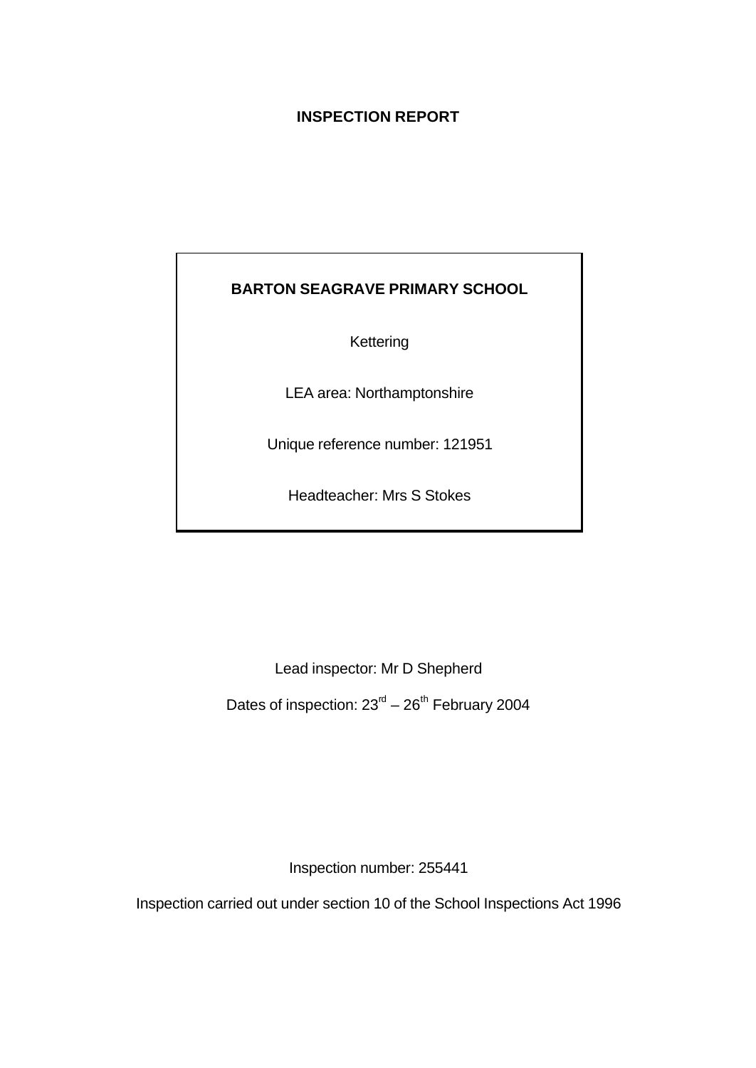# INSPECTION REPORT

**BARTON SEAGRAVE PRIMARY SCHOOL**

Kettering

LEA area: Northamptonshire

Unique reference number: 121951

Headteacher: Mrs S Stokes

Lead inspector: Mr D Shepherd

Dates of inspection: 23rd – 26th February 2004

Inspection number: 255441

Inspection carried out under section 10 of the School Inspections Act 1996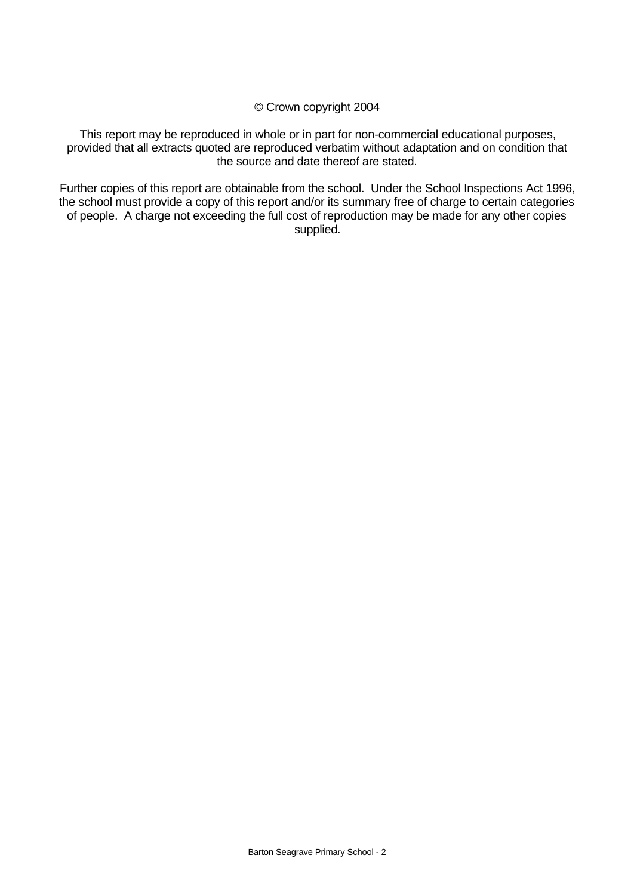© Crown copyright 2004

This report may be reproduced in whole or in part for non-commercial educational purposes, provided that all extracts quoted are reproduced verbatim without adaptation and on condition that the source and date thereof are stated.

Further copies of this report are obtainable from the school. Under the School Inspections Act 1996, the school must provide a copy of this report and/or its summary free of charge to certain categories of people. A charge not exceeding the full cost of reproduction may be made for any other copies supplied.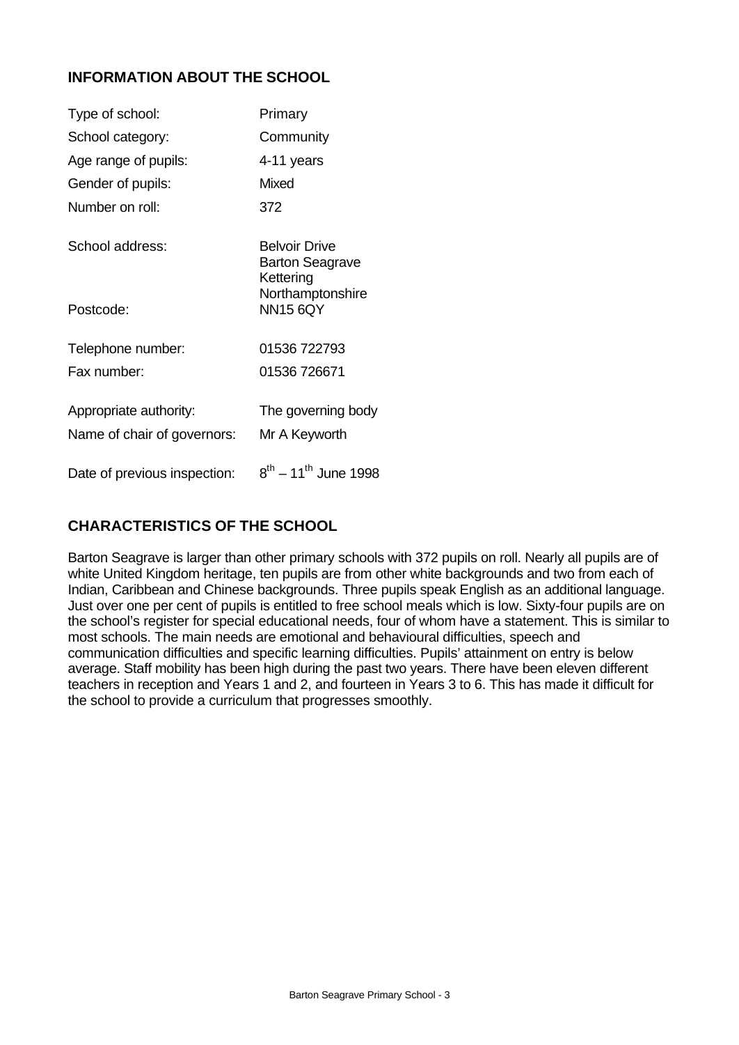## INFORMATION ABOUT THE SCHOOL

| | |
|---|---|
| Type of school: | Primary |
| School category: | Community |
| Age range of pupils: | 4-11 years |
| Gender of pupils: | Mixed |
| Number on roll: | 372 |
| School address: | Belvoir Drive<br>Barton Seagrave<br>Kettering<br>Northamptonshire |
| Postcode: | NN15 6QY |
| Telephone number: | 01536 722793 |
| Fax number: | 01536 726671 |
| Appropriate authority: | The governing body |
| Name of chair of governors: | Mr A Keyworth |
| Date of previous inspection: | 8th – 11th June 1998 |

## CHARACTERISTICS OF THE SCHOOL

Barton Seagrave is larger than other primary schools with 372 pupils on roll. Nearly all pupils are of white United Kingdom heritage, ten pupils are from other white backgrounds and two from each of Indian, Caribbean and Chinese backgrounds. Three pupils speak English as an additional language. Just over one per cent of pupils is entitled to free school meals which is low. Sixty-four pupils are on the school's register for special educational needs, four of whom have a statement. This is similar to most schools. The main needs are emotional and behavioural difficulties, speech and communication difficulties and specific learning difficulties. Pupils' attainment on entry is below average. Staff mobility has been high during the past two years. There have been eleven different teachers in reception and Years 1 and 2, and fourteen in Years 3 to 6. This has made it difficult for the school to provide a curriculum that progresses smoothly.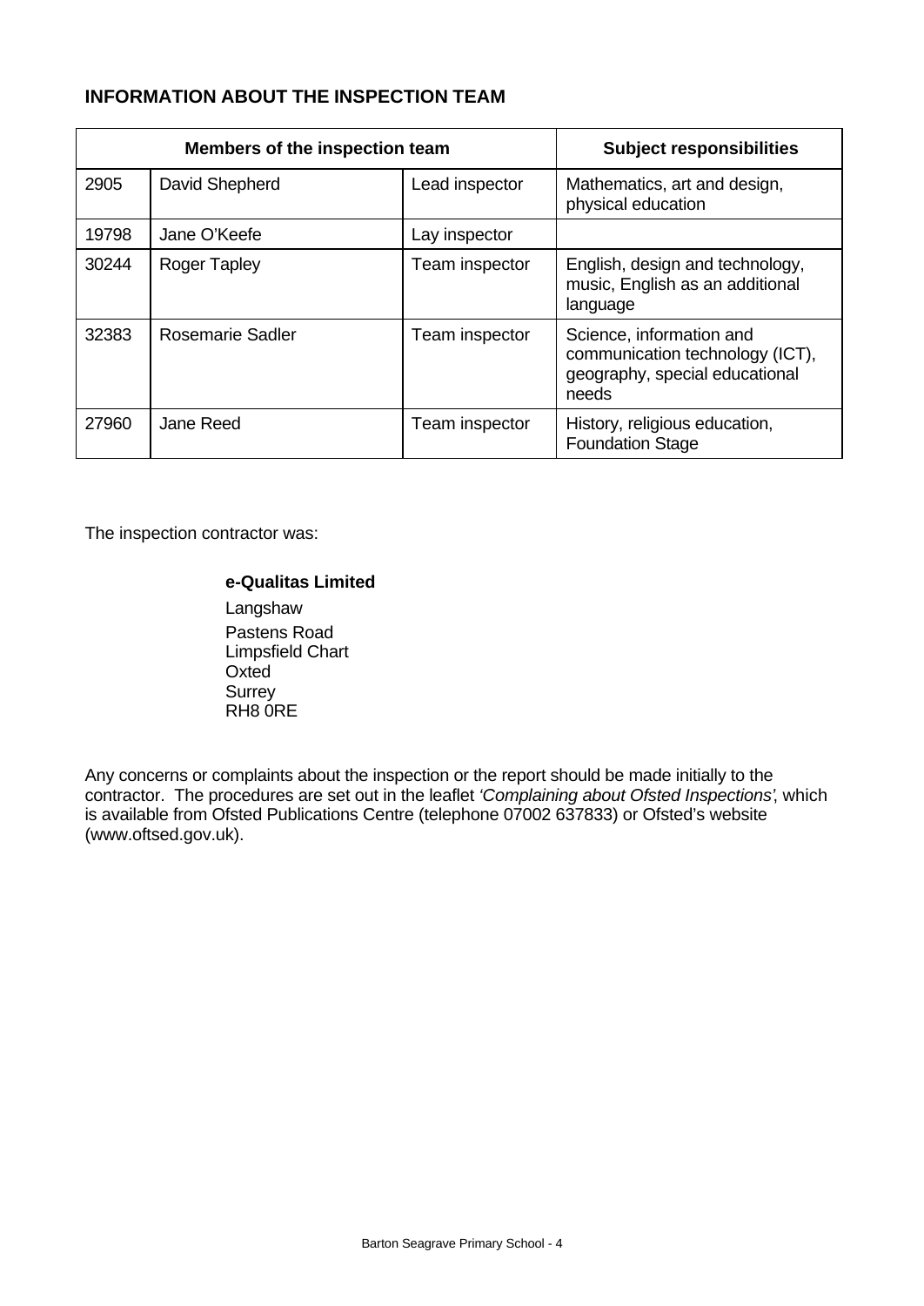## INFORMATION ABOUT THE INSPECTION TEAM

| Members of the inspection team | | | Subject responsibilities |
|---|---|---|---|
| 2905 | David Shepherd | Lead inspector | Mathematics, art and design, physical education |
| 19798 | Jane O'Keefe | Lay inspector | |
| 30244 | Roger Tapley | Team inspector | English, design and technology, music, English as an additional language |
| 32383 | Rosemarie Sadler | Team inspector | Science, information and communication technology (ICT), geography, special educational needs |
| 27960 | Jane Reed | Team inspector | History, religious education, Foundation Stage |

The inspection contractor was:

**e-Qualitas Limited**

Langshaw
Pastens Road
Limpsfield Chart
Oxted
Surrey
RH8 0RE

Any concerns or complaints about the inspection or the report should be made initially to the contractor. The procedures are set out in the leaflet *'Complaining about Ofsted Inspections'*, which is available from Ofsted Publications Centre (telephone 07002 637833) or Ofsted's website (www.oftsed.gov.uk).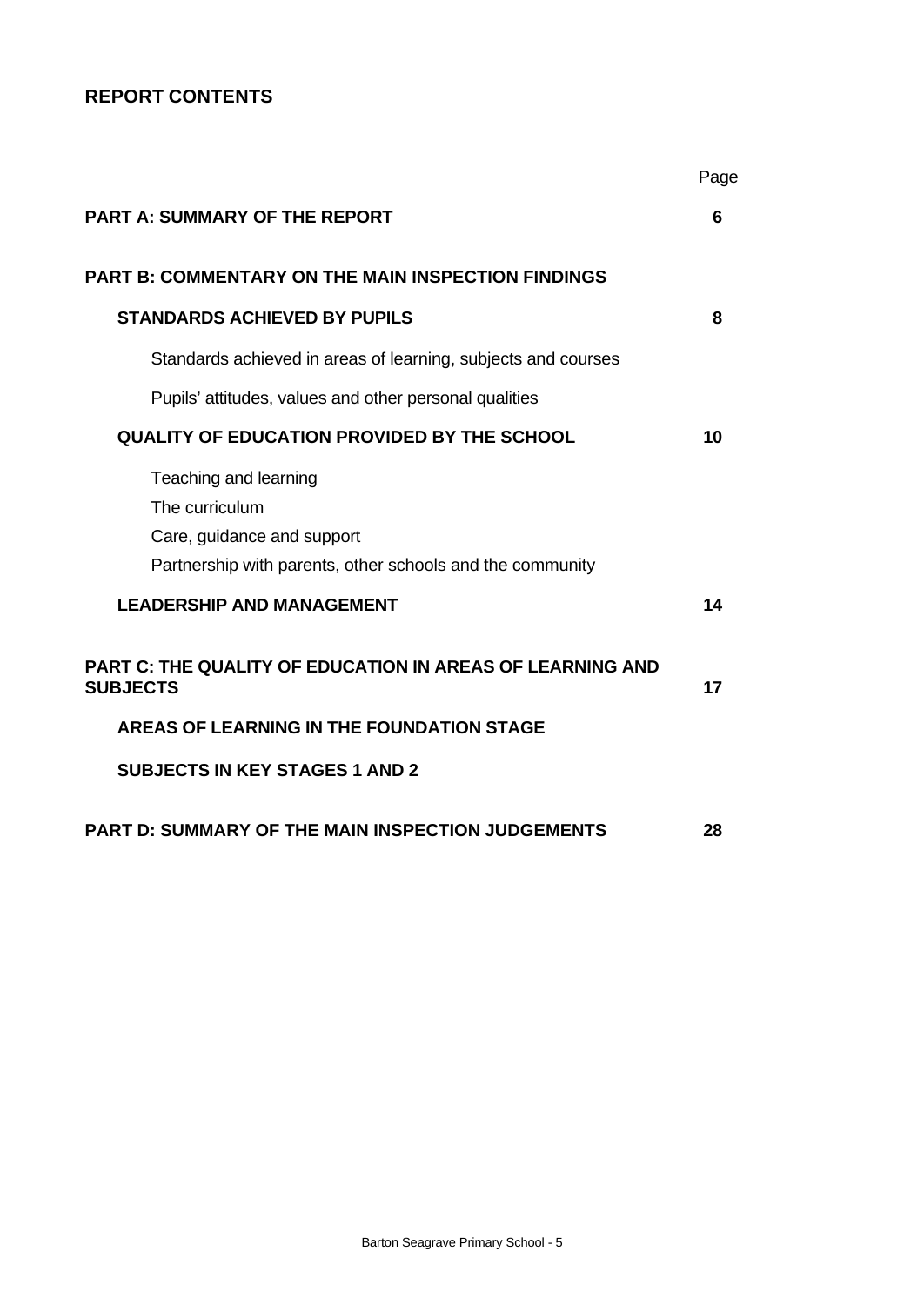## REPORT CONTENTS

| | Page |
|---|---|
| **PART A: SUMMARY OF THE REPORT** | **6** |
| **PART B: COMMENTARY ON THE MAIN INSPECTION FINDINGS** | |
| **STANDARDS ACHIEVED BY PUPILS** | **8** |
| Standards achieved in areas of learning, subjects and courses | |
| Pupils' attitudes, values and other personal qualities | |
| **QUALITY OF EDUCATION PROVIDED BY THE SCHOOL** | **10** |
| Teaching and learning | |
| The curriculum | |
| Care, guidance and support | |
| Partnership with parents, other schools and the community | |
| **LEADERSHIP AND MANAGEMENT** | **14** |
| **PART C: THE QUALITY OF EDUCATION IN AREAS OF LEARNING AND SUBJECTS** | **17** |
| **AREAS OF LEARNING IN THE FOUNDATION STAGE** | |
| **SUBJECTS IN KEY STAGES 1 AND 2** | |
| **PART D: SUMMARY OF THE MAIN INSPECTION JUDGEMENTS** | **28** |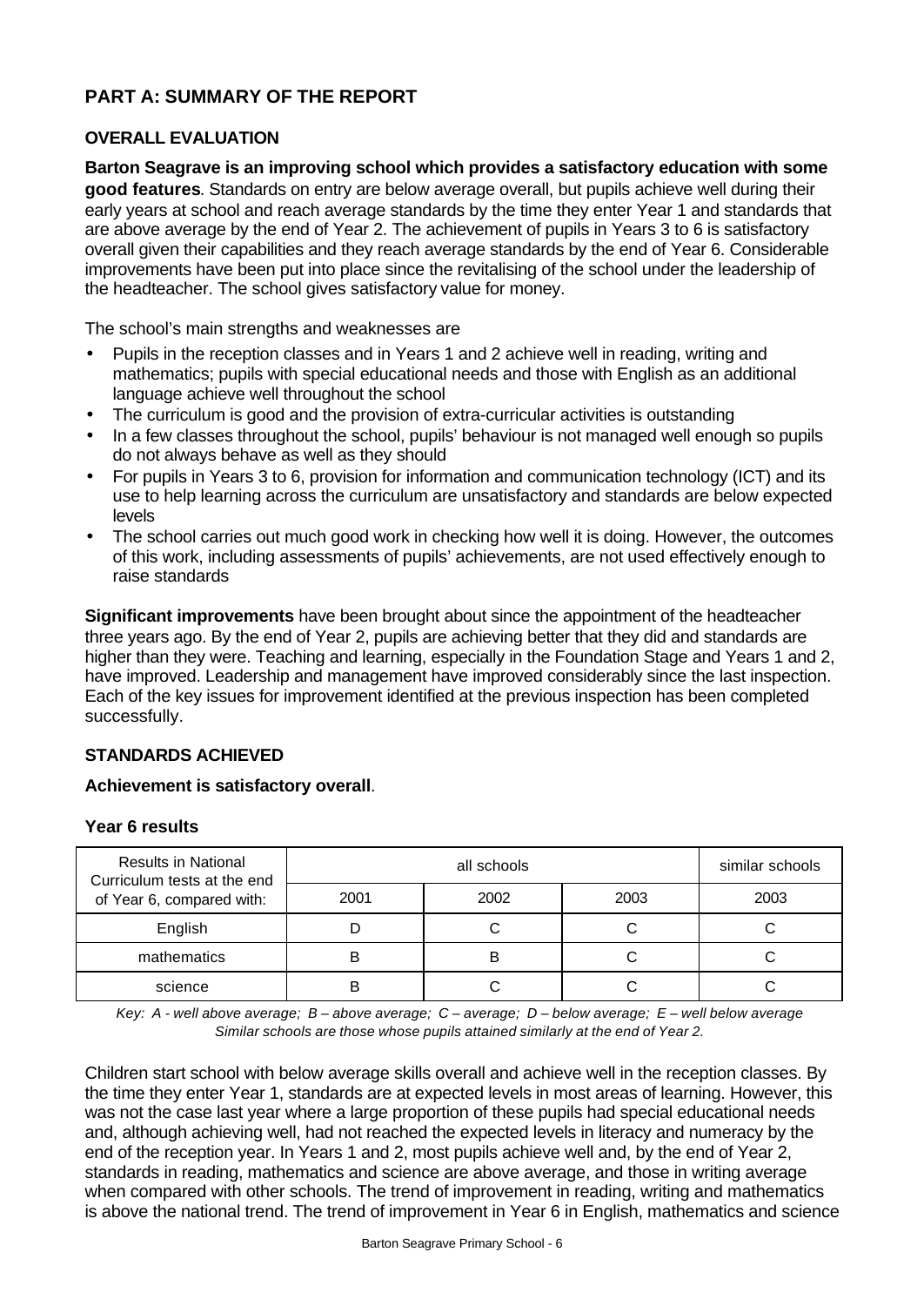## PART A: SUMMARY OF THE REPORT

### OVERALL EVALUATION

**Barton Seagrave is an improving school which provides a satisfactory education with some good features**. Standards on entry are below average overall, but pupils achieve well during their early years at school and reach average standards by the time they enter Year 1 and standards that are above average by the end of Year 2. The achievement of pupils in Years 3 to 6 is satisfactory overall given their capabilities and they reach average standards by the end of Year 6. Considerable improvements have been put into place since the revitalising of the school under the leadership of the headteacher. The school gives satisfactory value for money.

The school's main strengths and weaknesses are

- Pupils in the reception classes and in Years 1 and 2 achieve well in reading, writing and mathematics; pupils with special educational needs and those with English as an additional language achieve well throughout the school
- The curriculum is good and the provision of extra-curricular activities is outstanding
- In a few classes throughout the school, pupils' behaviour is not managed well enough so pupils do not always behave as well as they should
- For pupils in Years 3 to 6, provision for information and communication technology (ICT) and its use to help learning across the curriculum are unsatisfactory and standards are below expected levels
- The school carries out much good work in checking how well it is doing. However, the outcomes of this work, including assessments of pupils' achievements, are not used effectively enough to raise standards

**Significant improvements** have been brought about since the appointment of the headteacher three years ago. By the end of Year 2, pupils are achieving better that they did and standards are higher than they were. Teaching and learning, especially in the Foundation Stage and Years 1 and 2, have improved. Leadership and management have improved considerably since the last inspection. Each of the key issues for improvement identified at the previous inspection has been completed successfully.

### STANDARDS ACHIEVED

**Achievement is satisfactory overall**.

**Year 6 results**

| Results in National Curriculum tests at the end of Year 6, compared with: | all schools | | | similar schools |
|---|---|---|---|---|
| | 2001 | 2002 | 2003 | 2003 |
| English | D | C | C | C |
| mathematics | B | B | C | C |
| science | B | C | C | C |

*Key: A - well above average; B – above average; C – average; D – below average; E – well below average*
*Similar schools are those whose pupils attained similarly at the end of Year 2.*

Children start school with below average skills overall and achieve well in the reception classes. By the time they enter Year 1, standards are at expected levels in most areas of learning. However, this was not the case last year where a large proportion of these pupils had special educational needs and, although achieving well, had not reached the expected levels in literacy and numeracy by the end of the reception year. In Years 1 and 2, most pupils achieve well and, by the end of Year 2, standards in reading, mathematics and science are above average, and those in writing average when compared with other schools. The trend of improvement in reading, writing and mathematics is above the national trend. The trend of improvement in Year 6 in English, mathematics and science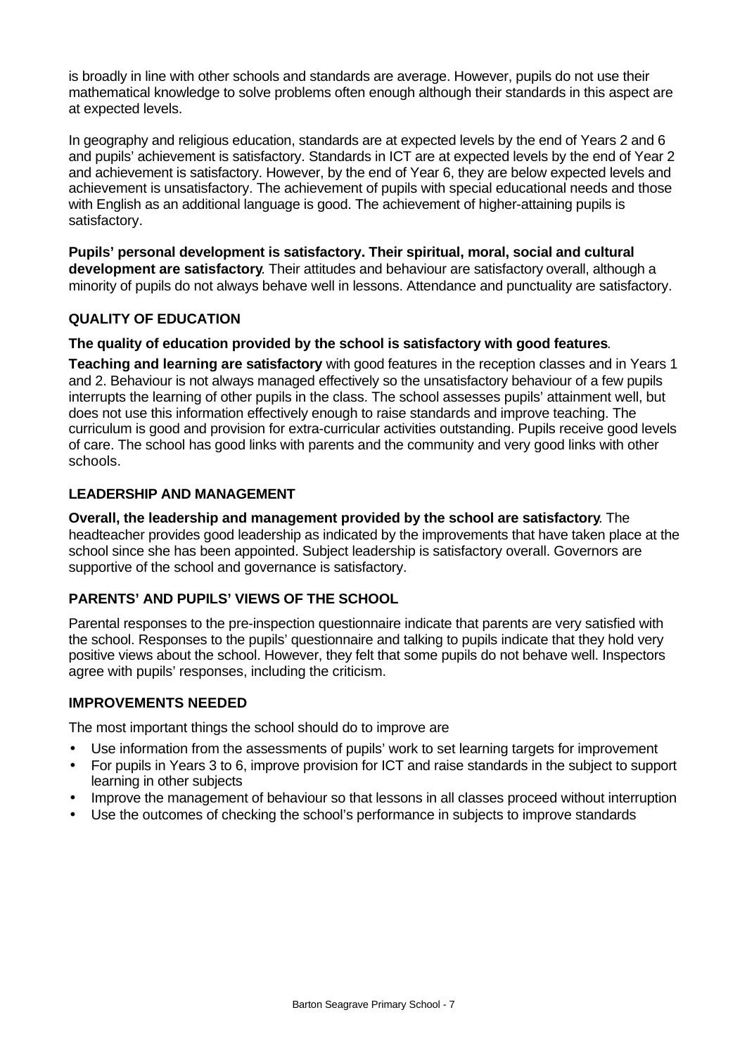is broadly in line with other schools and standards are average. However, pupils do not use their mathematical knowledge to solve problems often enough although their standards in this aspect are at expected levels.

In geography and religious education, standards are at expected levels by the end of Years 2 and 6 and pupils' achievement is satisfactory. Standards in ICT are at expected levels by the end of Year 2 and achievement is satisfactory. However, by the end of Year 6, they are below expected levels and achievement is unsatisfactory. The achievement of pupils with special educational needs and those with English as an additional language is good. The achievement of higher-attaining pupils is satisfactory.

**Pupils' personal development is satisfactory. Their spiritual, moral, social and cultural development are satisfactory**. Their attitudes and behaviour are satisfactory overall, although a minority of pupils do not always behave well in lessons. Attendance and punctuality are satisfactory.

## QUALITY OF EDUCATION

**The quality of education provided by the school is satisfactory with good features**.

**Teaching and learning are satisfactory** with good features in the reception classes and in Years 1 and 2. Behaviour is not always managed effectively so the unsatisfactory behaviour of a few pupils interrupts the learning of other pupils in the class. The school assesses pupils' attainment well, but does not use this information effectively enough to raise standards and improve teaching. The curriculum is good and provision for extra-curricular activities outstanding. Pupils receive good levels of care. The school has good links with parents and the community and very good links with other schools.

## LEADERSHIP AND MANAGEMENT

**Overall, the leadership and management provided by the school are satisfactory**. The headteacher provides good leadership as indicated by the improvements that have taken place at the school since she has been appointed. Subject leadership is satisfactory overall. Governors are supportive of the school and governance is satisfactory.

## PARENTS' AND PUPILS' VIEWS OF THE SCHOOL

Parental responses to the pre-inspection questionnaire indicate that parents are very satisfied with the school. Responses to the pupils' questionnaire and talking to pupils indicate that they hold very positive views about the school. However, they felt that some pupils do not behave well. Inspectors agree with pupils' responses, including the criticism.

## IMPROVEMENTS NEEDED

The most important things the school should do to improve are

- Use information from the assessments of pupils' work to set learning targets for improvement
- For pupils in Years 3 to 6, improve provision for ICT and raise standards in the subject to support learning in other subjects
- Improve the management of behaviour so that lessons in all classes proceed without interruption
- Use the outcomes of checking the school's performance in subjects to improve standards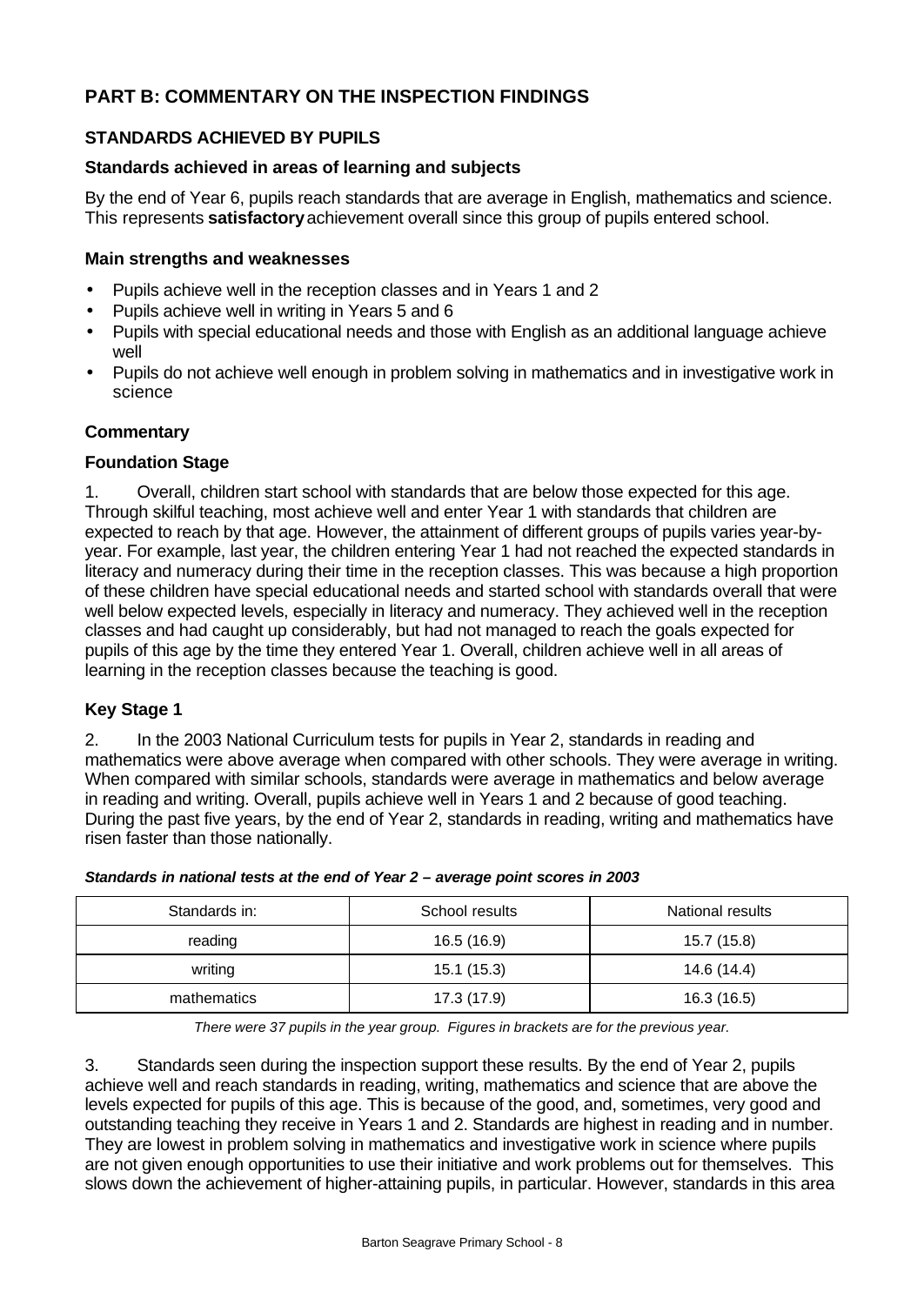# PART B: COMMENTARY ON THE INSPECTION FINDINGS

## STANDARDS ACHIEVED BY PUPILS

### Standards achieved in areas of learning and subjects

By the end of Year 6, pupils reach standards that are average in English, mathematics and science. This represents **satisfactory** achievement overall since this group of pupils entered school.

### Main strengths and weaknesses

- Pupils achieve well in the reception classes and in Years 1 and 2
- Pupils achieve well in writing in Years 5 and 6
- Pupils with special educational needs and those with English as an additional language achieve well
- Pupils do not achieve well enough in problem solving in mathematics and in investigative work in science

### Commentary

### Foundation Stage

1. Overall, children start school with standards that are below those expected for this age. Through skilful teaching, most achieve well and enter Year 1 with standards that children are expected to reach by that age. However, the attainment of different groups of pupils varies year-by-year. For example, last year, the children entering Year 1 had not reached the expected standards in literacy and numeracy during their time in the reception classes. This was because a high proportion of these children have special educational needs and started school with standards overall that were well below expected levels, especially in literacy and numeracy. They achieved well in the reception classes and had caught up considerably, but had not managed to reach the goals expected for pupils of this age by the time they entered Year 1. Overall, children achieve well in all areas of learning in the reception classes because the teaching is good.

### Key Stage 1

2. In the 2003 National Curriculum tests for pupils in Year 2, standards in reading and mathematics were above average when compared with other schools. They were average in writing. When compared with similar schools, standards were average in mathematics and below average in reading and writing. Overall, pupils achieve well in Years 1 and 2 because of good teaching. During the past five years, by the end of Year 2, standards in reading, writing and mathematics have risen faster than those nationally.

***Standards in national tests at the end of Year 2 – average point scores in 2003***

| Standards in: | School results | National results |
|---|---|---|
| reading | 16.5 (16.9) | 15.7 (15.8) |
| writing | 15.1 (15.3) | 14.6 (14.4) |
| mathematics | 17.3 (17.9) | 16.3 (16.5) |

*There were 37 pupils in the year group. Figures in brackets are for the previous year.*

3. Standards seen during the inspection support these results. By the end of Year 2, pupils achieve well and reach standards in reading, writing, mathematics and science that are above the levels expected for pupils of this age. This is because of the good, and, sometimes, very good and outstanding teaching they receive in Years 1 and 2. Standards are highest in reading and in number. They are lowest in problem solving in mathematics and investigative work in science where pupils are not given enough opportunities to use their initiative and work problems out for themselves. This slows down the achievement of higher-attaining pupils, in particular. However, standards in this area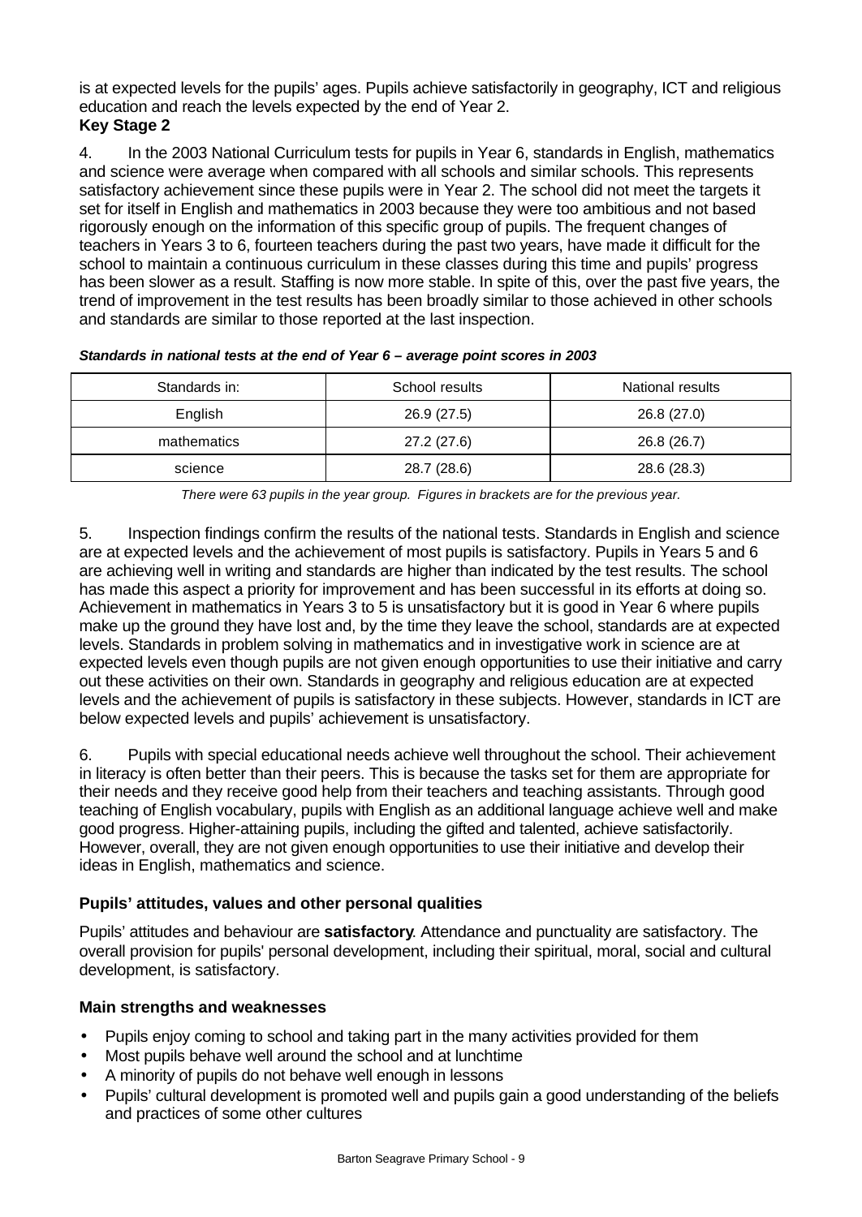is at expected levels for the pupils' ages. Pupils achieve satisfactorily in geography, ICT and religious education and reach the levels expected by the end of Year 2.

**Key Stage 2**

4. In the 2003 National Curriculum tests for pupils in Year 6, standards in English, mathematics and science were average when compared with all schools and similar schools. This represents satisfactory achievement since these pupils were in Year 2. The school did not meet the targets it set for itself in English and mathematics in 2003 because they were too ambitious and not based rigorously enough on the information of this specific group of pupils. The frequent changes of teachers in Years 3 to 6, fourteen teachers during the past two years, have made it difficult for the school to maintain a continuous curriculum in these classes during this time and pupils' progress has been slower as a result. Staffing is now more stable. In spite of this, over the past five years, the trend of improvement in the test results has been broadly similar to those achieved in other schools and standards are similar to those reported at the last inspection.

***Standards in national tests at the end of Year 6 – average point scores in 2003***

| Standards in: | School results | National results |
|---|---|---|
| English | 26.9 (27.5) | 26.8 (27.0) |
| mathematics | 27.2 (27.6) | 26.8 (26.7) |
| science | 28.7 (28.6) | 28.6 (28.3) |

*There were 63 pupils in the year group. Figures in brackets are for the previous year.*

5. Inspection findings confirm the results of the national tests. Standards in English and science are at expected levels and the achievement of most pupils is satisfactory. Pupils in Years 5 and 6 are achieving well in writing and standards are higher than indicated by the test results. The school has made this aspect a priority for improvement and has been successful in its efforts at doing so. Achievement in mathematics in Years 3 to 5 is unsatisfactory but it is good in Year 6 where pupils make up the ground they have lost and, by the time they leave the school, standards are at expected levels. Standards in problem solving in mathematics and in investigative work in science are at expected levels even though pupils are not given enough opportunities to use their initiative and carry out these activities on their own. Standards in geography and religious education are at expected levels and the achievement of pupils is satisfactory in these subjects. However, standards in ICT are below expected levels and pupils' achievement is unsatisfactory.

6. Pupils with special educational needs achieve well throughout the school. Their achievement in literacy is often better than their peers. This is because the tasks set for them are appropriate for their needs and they receive good help from their teachers and teaching assistants. Through good teaching of English vocabulary, pupils with English as an additional language achieve well and make good progress. Higher-attaining pupils, including the gifted and talented, achieve satisfactorily. However, overall, they are not given enough opportunities to use their initiative and develop their ideas in English, mathematics and science.

### Pupils' attitudes, values and other personal qualities

Pupils' attitudes and behaviour are **satisfactory**. Attendance and punctuality are satisfactory. The overall provision for pupils' personal development, including their spiritual, moral, social and cultural development, is satisfactory.

### Main strengths and weaknesses

- Pupils enjoy coming to school and taking part in the many activities provided for them
- Most pupils behave well around the school and at lunchtime
- A minority of pupils do not behave well enough in lessons
- Pupils' cultural development is promoted well and pupils gain a good understanding of the beliefs and practices of some other cultures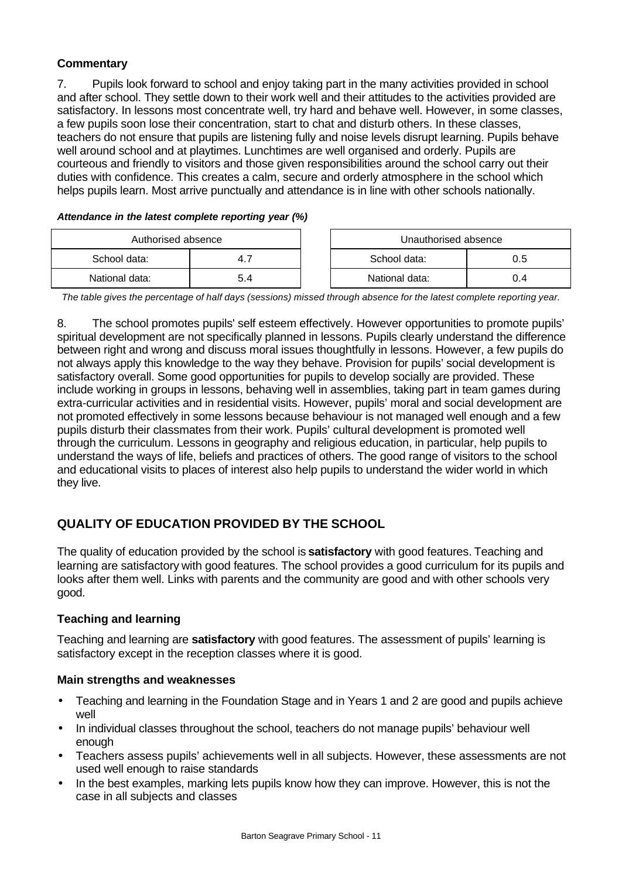### Commentary

7. Pupils look forward to school and enjoy taking part in the many activities provided in school and after school. They settle down to their work well and their attitudes to the activities provided are satisfactory. In lessons most concentrate well, try hard and behave well. However, in some classes, a few pupils soon lose their concentration, start to chat and disturb others. In these classes, teachers do not ensure that pupils are listening fully and noise levels disrupt learning. Pupils behave well around school and at playtimes. Lunchtimes are well organised and orderly. Pupils are courteous and friendly to visitors and those given responsibilities around the school carry out their duties with confidence. This creates a calm, secure and orderly atmosphere in the school which helps pupils learn. Most arrive punctually and attendance is in line with other schools nationally.

***Attendance in the latest complete reporting year (%)***

| Authorised absence | | | Unauthorised absence | |
|---|---|---|---|---|
| School data: | 4.7 | | School data: | 0.5 |
| National data: | 5.4 | | National data: | 0.4 |

*The table gives the percentage of half days (sessions) missed through absence for the latest complete reporting year.*

8. The school promotes pupils' self esteem effectively. However opportunities to promote pupils' spiritual development are not specifically planned in lessons. Pupils clearly understand the difference between right and wrong and discuss moral issues thoughtfully in lessons. However, a few pupils do not always apply this knowledge to the way they behave. Provision for pupils' social development is satisfactory overall. Some good opportunities for pupils to develop socially are provided. These include working in groups in lessons, behaving well in assemblies, taking part in team games during extra-curricular activities and in residential visits. However, pupils' moral and social development are not promoted effectively in some lessons because behaviour is not managed well enough and a few pupils disturb their classmates from their work. Pupils' cultural development is promoted well through the curriculum. Lessons in geography and religious education, in particular, help pupils to understand the ways of life, beliefs and practices of others. The good range of visitors to the school and educational visits to places of interest also help pupils to understand the wider world in which they live.

## QUALITY OF EDUCATION PROVIDED BY THE SCHOOL

The quality of education provided by the school is **satisfactory** with good features. Teaching and learning are satisfactory with good features. The school provides a good curriculum for its pupils and looks after them well. Links with parents and the community are good and with other schools very good.

### Teaching and learning

Teaching and learning are **satisfactory** with good features. The assessment of pupils' learning is satisfactory except in the reception classes where it is good.

### Main strengths and weaknesses

- Teaching and learning in the Foundation Stage and in Years 1 and 2 are good and pupils achieve well
- In individual classes throughout the school, teachers do not manage pupils' behaviour well enough
- Teachers assess pupils' achievements well in all subjects. However, these assessments are not used well enough to raise standards
- In the best examples, marking lets pupils know how they can improve. However, this is not the case in all subjects and classes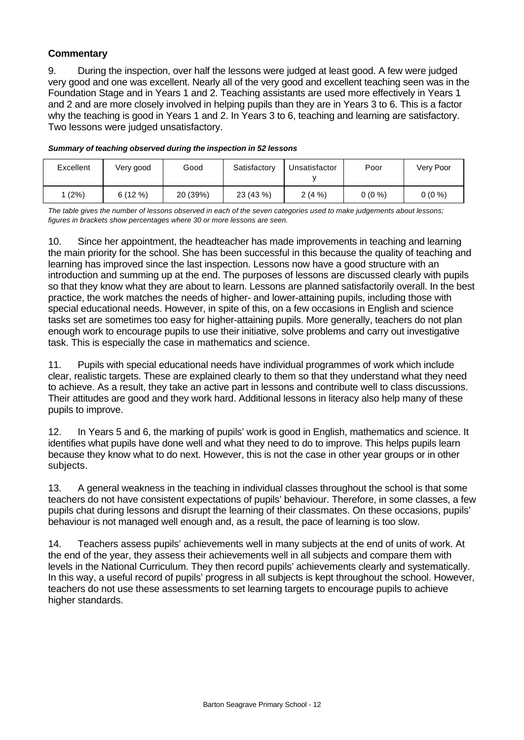### Commentary

9. During the inspection, over half the lessons were judged at least good. A few were judged very good and one was excellent. Nearly all of the very good and excellent teaching seen was in the Foundation Stage and in Years 1 and 2. Teaching assistants are used more effectively in Years 1 and 2 and are more closely involved in helping pupils than they are in Years 3 to 6. This is a factor why the teaching is good in Years 1 and 2. In Years 3 to 6, teaching and learning are satisfactory. Two lessons were judged unsatisfactory.

***Summary of teaching observed during the inspection in 52 lessons***

| Excellent | Very good | Good | Satisfactory | Unsatisfactory | Poor | Very Poor |
|---|---|---|---|---|---|---|
| 1 (2%) | 6 (12 %) | 20 (39%) | 23 (43 %) | 2 (4 %) | 0 (0 %) | 0 (0 %) |

*The table gives the number of lessons observed in each of the seven categories used to make judgements about lessons; figures in brackets show percentages where 30 or more lessons are seen.*

10. Since her appointment, the headteacher has made improvements in teaching and learning the main priority for the school. She has been successful in this because the quality of teaching and learning has improved since the last inspection. Lessons now have a good structure with an introduction and summing up at the end. The purposes of lessons are discussed clearly with pupils so that they know what they are about to learn. Lessons are planned satisfactorily overall. In the best practice, the work matches the needs of higher- and lower-attaining pupils, including those with special educational needs. However, in spite of this, on a few occasions in English and science tasks set are sometimes too easy for higher-attaining pupils. More generally, teachers do not plan enough work to encourage pupils to use their initiative, solve problems and carry out investigative task. This is especially the case in mathematics and science.

11. Pupils with special educational needs have individual programmes of work which include clear, realistic targets. These are explained clearly to them so that they understand what they need to achieve. As a result, they take an active part in lessons and contribute well to class discussions. Their attitudes are good and they work hard. Additional lessons in literacy also help many of these pupils to improve.

12. In Years 5 and 6, the marking of pupils' work is good in English, mathematics and science. It identifies what pupils have done well and what they need to do to improve. This helps pupils learn because they know what to do next. However, this is not the case in other year groups or in other subjects.

13. A general weakness in the teaching in individual classes throughout the school is that some teachers do not have consistent expectations of pupils' behaviour. Therefore, in some classes, a few pupils chat during lessons and disrupt the learning of their classmates. On these occasions, pupils' behaviour is not managed well enough and, as a result, the pace of learning is too slow.

14. Teachers assess pupils' achievements well in many subjects at the end of units of work. At the end of the year, they assess their achievements well in all subjects and compare them with levels in the National Curriculum. They then record pupils' achievements clearly and systematically. In this way, a useful record of pupils' progress in all subjects is kept throughout the school. However, teachers do not use these assessments to set learning targets to encourage pupils to achieve higher standards.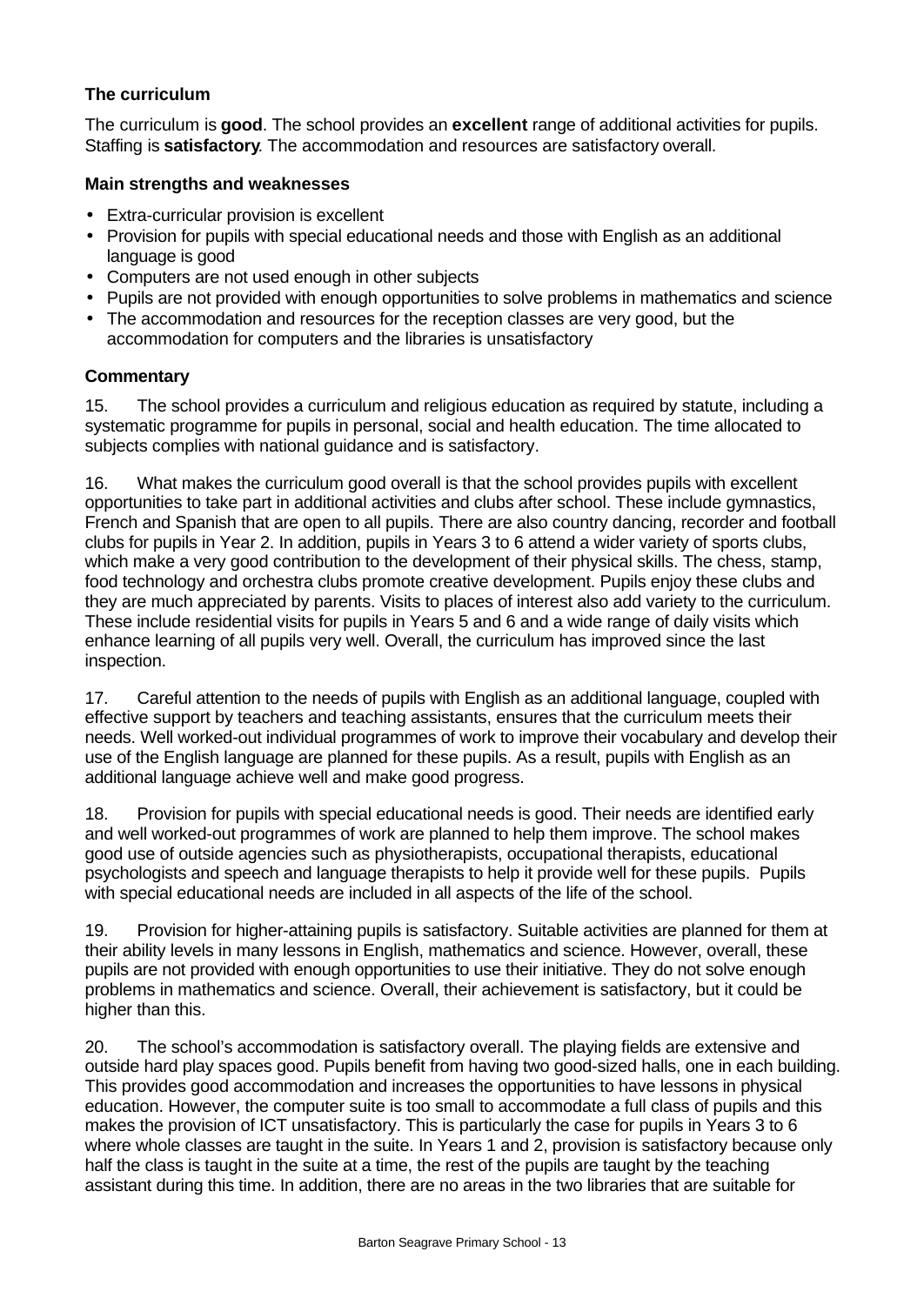### The curriculum

The curriculum is **good**. The school provides an **excellent** range of additional activities for pupils. Staffing is **satisfactory**. The accommodation and resources are satisfactory overall.

#### Main strengths and weaknesses

- Extra-curricular provision is excellent
- Provision for pupils with special educational needs and those with English as an additional language is good
- Computers are not used enough in other subjects
- Pupils are not provided with enough opportunities to solve problems in mathematics and science
- The accommodation and resources for the reception classes are very good, but the accommodation for computers and the libraries is unsatisfactory

#### Commentary

15. The school provides a curriculum and religious education as required by statute, including a systematic programme for pupils in personal, social and health education. The time allocated to subjects complies with national guidance and is satisfactory.

16. What makes the curriculum good overall is that the school provides pupils with excellent opportunities to take part in additional activities and clubs after school. These include gymnastics, French and Spanish that are open to all pupils. There are also country dancing, recorder and football clubs for pupils in Year 2. In addition, pupils in Years 3 to 6 attend a wider variety of sports clubs, which make a very good contribution to the development of their physical skills. The chess, stamp, food technology and orchestra clubs promote creative development. Pupils enjoy these clubs and they are much appreciated by parents. Visits to places of interest also add variety to the curriculum. These include residential visits for pupils in Years 5 and 6 and a wide range of daily visits which enhance learning of all pupils very well. Overall, the curriculum has improved since the last inspection.

17. Careful attention to the needs of pupils with English as an additional language, coupled with effective support by teachers and teaching assistants, ensures that the curriculum meets their needs. Well worked-out individual programmes of work to improve their vocabulary and develop their use of the English language are planned for these pupils. As a result, pupils with English as an additional language achieve well and make good progress.

18. Provision for pupils with special educational needs is good. Their needs are identified early and well worked-out programmes of work are planned to help them improve. The school makes good use of outside agencies such as physiotherapists, occupational therapists, educational psychologists and speech and language therapists to help it provide well for these pupils. Pupils with special educational needs are included in all aspects of the life of the school.

19. Provision for higher-attaining pupils is satisfactory. Suitable activities are planned for them at their ability levels in many lessons in English, mathematics and science. However, overall, these pupils are not provided with enough opportunities to use their initiative. They do not solve enough problems in mathematics and science. Overall, their achievement is satisfactory, but it could be higher than this.

20. The school's accommodation is satisfactory overall. The playing fields are extensive and outside hard play spaces good. Pupils benefit from having two good-sized halls, one in each building. This provides good accommodation and increases the opportunities to have lessons in physical education. However, the computer suite is too small to accommodate a full class of pupils and this makes the provision of ICT unsatisfactory. This is particularly the case for pupils in Years 3 to 6 where whole classes are taught in the suite. In Years 1 and 2, provision is satisfactory because only half the class is taught in the suite at a time, the rest of the pupils are taught by the teaching assistant during this time. In addition, there are no areas in the two libraries that are suitable for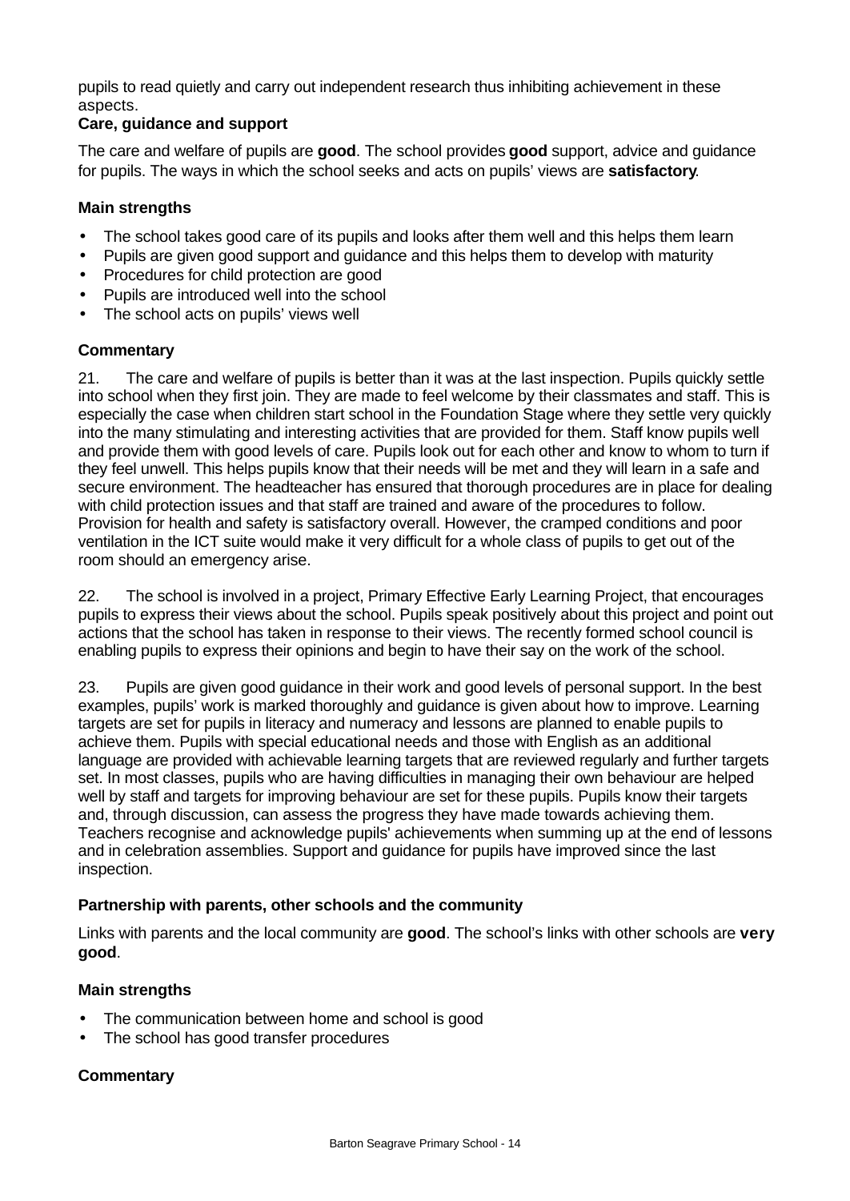pupils to read quietly and carry out independent research thus inhibiting achievement in these aspects.

### Care, guidance and support

The care and welfare of pupils are **good**. The school provides **good** support, advice and guidance for pupils. The ways in which the school seeks and acts on pupils' views are **satisfactory**.

#### Main strengths

- The school takes good care of its pupils and looks after them well and this helps them learn
- Pupils are given good support and guidance and this helps them to develop with maturity
- Procedures for child protection are good
- Pupils are introduced well into the school
- The school acts on pupils' views well

#### Commentary

21. The care and welfare of pupils is better than it was at the last inspection. Pupils quickly settle into school when they first join. They are made to feel welcome by their classmates and staff. This is especially the case when children start school in the Foundation Stage where they settle very quickly into the many stimulating and interesting activities that are provided for them. Staff know pupils well and provide them with good levels of care. Pupils look out for each other and know to whom to turn if they feel unwell. This helps pupils know that their needs will be met and they will learn in a safe and secure environment. The headteacher has ensured that thorough procedures are in place for dealing with child protection issues and that staff are trained and aware of the procedures to follow. Provision for health and safety is satisfactory overall. However, the cramped conditions and poor ventilation in the ICT suite would make it very difficult for a whole class of pupils to get out of the room should an emergency arise.

22. The school is involved in a project, Primary Effective Early Learning Project, that encourages pupils to express their views about the school. Pupils speak positively about this project and point out actions that the school has taken in response to their views. The recently formed school council is enabling pupils to express their opinions and begin to have their say on the work of the school.

23. Pupils are given good guidance in their work and good levels of personal support. In the best examples, pupils' work is marked thoroughly and guidance is given about how to improve. Learning targets are set for pupils in literacy and numeracy and lessons are planned to enable pupils to achieve them. Pupils with special educational needs and those with English as an additional language are provided with achievable learning targets that are reviewed regularly and further targets set. In most classes, pupils who are having difficulties in managing their own behaviour are helped well by staff and targets for improving behaviour are set for these pupils. Pupils know their targets and, through discussion, can assess the progress they have made towards achieving them. Teachers recognise and acknowledge pupils' achievements when summing up at the end of lessons and in celebration assemblies. Support and guidance for pupils have improved since the last inspection.

### Partnership with parents, other schools and the community

Links with parents and the local community are **good**. The school's links with other schools are **very good**.

#### Main strengths

- The communication between home and school is good
- The school has good transfer procedures

#### Commentary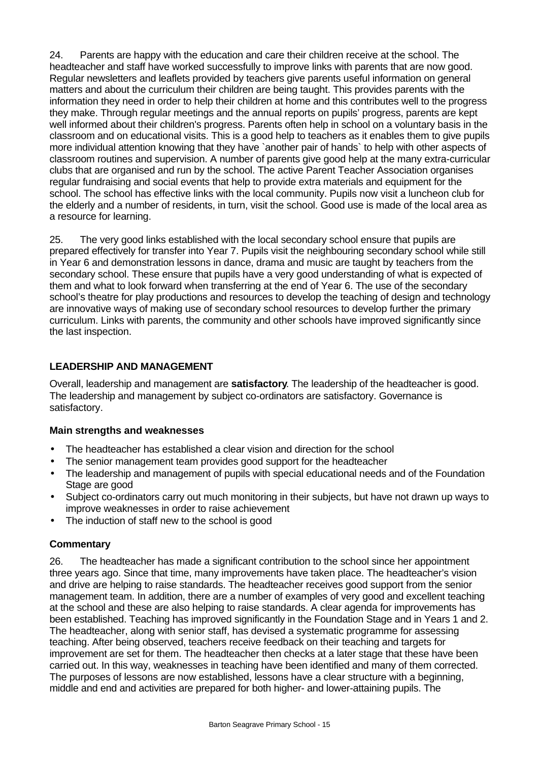24. Parents are happy with the education and care their children receive at the school. The headteacher and staff have worked successfully to improve links with parents that are now good. Regular newsletters and leaflets provided by teachers give parents useful information on general matters and about the curriculum their children are being taught. This provides parents with the information they need in order to help their children at home and this contributes well to the progress they make. Through regular meetings and the annual reports on pupils' progress, parents are kept well informed about their children's progress. Parents often help in school on a voluntary basis in the classroom and on educational visits. This is a good help to teachers as it enables them to give pupils more individual attention knowing that they have `another pair of hands` to help with other aspects of classroom routines and supervision. A number of parents give good help at the many extra-curricular clubs that are organised and run by the school. The active Parent Teacher Association organises regular fundraising and social events that help to provide extra materials and equipment for the school. The school has effective links with the local community. Pupils now visit a luncheon club for the elderly and a number of residents, in turn, visit the school. Good use is made of the local area as a resource for learning.

25. The very good links established with the local secondary school ensure that pupils are prepared effectively for transfer into Year 7. Pupils visit the neighbouring secondary school while still in Year 6 and demonstration lessons in dance, drama and music are taught by teachers from the secondary school. These ensure that pupils have a very good understanding of what is expected of them and what to look forward when transferring at the end of Year 6. The use of the secondary school's theatre for play productions and resources to develop the teaching of design and technology are innovative ways of making use of secondary school resources to develop further the primary curriculum. Links with parents, the community and other schools have improved significantly since the last inspection.

## LEADERSHIP AND MANAGEMENT

Overall, leadership and management are **satisfactory**. The leadership of the headteacher is good. The leadership and management by subject co-ordinators are satisfactory. Governance is satisfactory.

### Main strengths and weaknesses

- The headteacher has established a clear vision and direction for the school
- The senior management team provides good support for the headteacher
- The leadership and management of pupils with special educational needs and of the Foundation Stage are good
- Subject co-ordinators carry out much monitoring in their subjects, but have not drawn up ways to improve weaknesses in order to raise achievement
- The induction of staff new to the school is good

### Commentary

26. The headteacher has made a significant contribution to the school since her appointment three years ago. Since that time, many improvements have taken place. The headteacher's vision and drive are helping to raise standards. The headteacher receives good support from the senior management team. In addition, there are a number of examples of very good and excellent teaching at the school and these are also helping to raise standards. A clear agenda for improvements has been established. Teaching has improved significantly in the Foundation Stage and in Years 1 and 2. The headteacher, along with senior staff, has devised a systematic programme for assessing teaching. After being observed, teachers receive feedback on their teaching and targets for improvement are set for them. The headteacher then checks at a later stage that these have been carried out. In this way, weaknesses in teaching have been identified and many of them corrected. The purposes of lessons are now established, lessons have a clear structure with a beginning, middle and end and activities are prepared for both higher- and lower-attaining pupils. The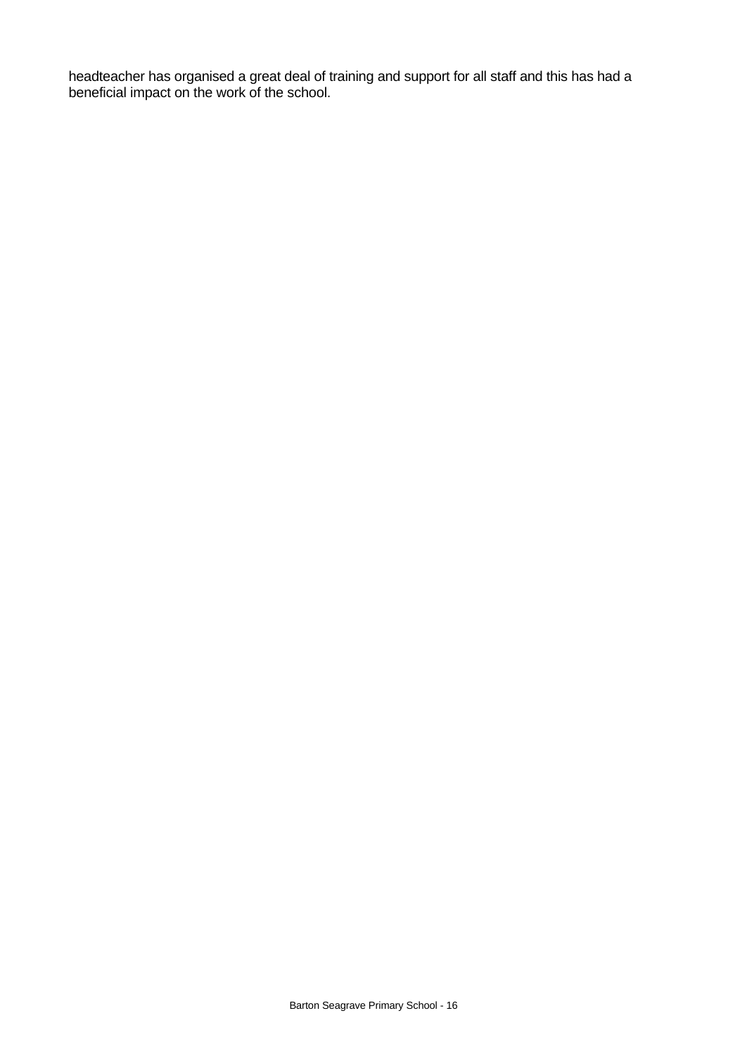headteacher has organised a great deal of training and support for all staff and this has had a beneficial impact on the work of the school.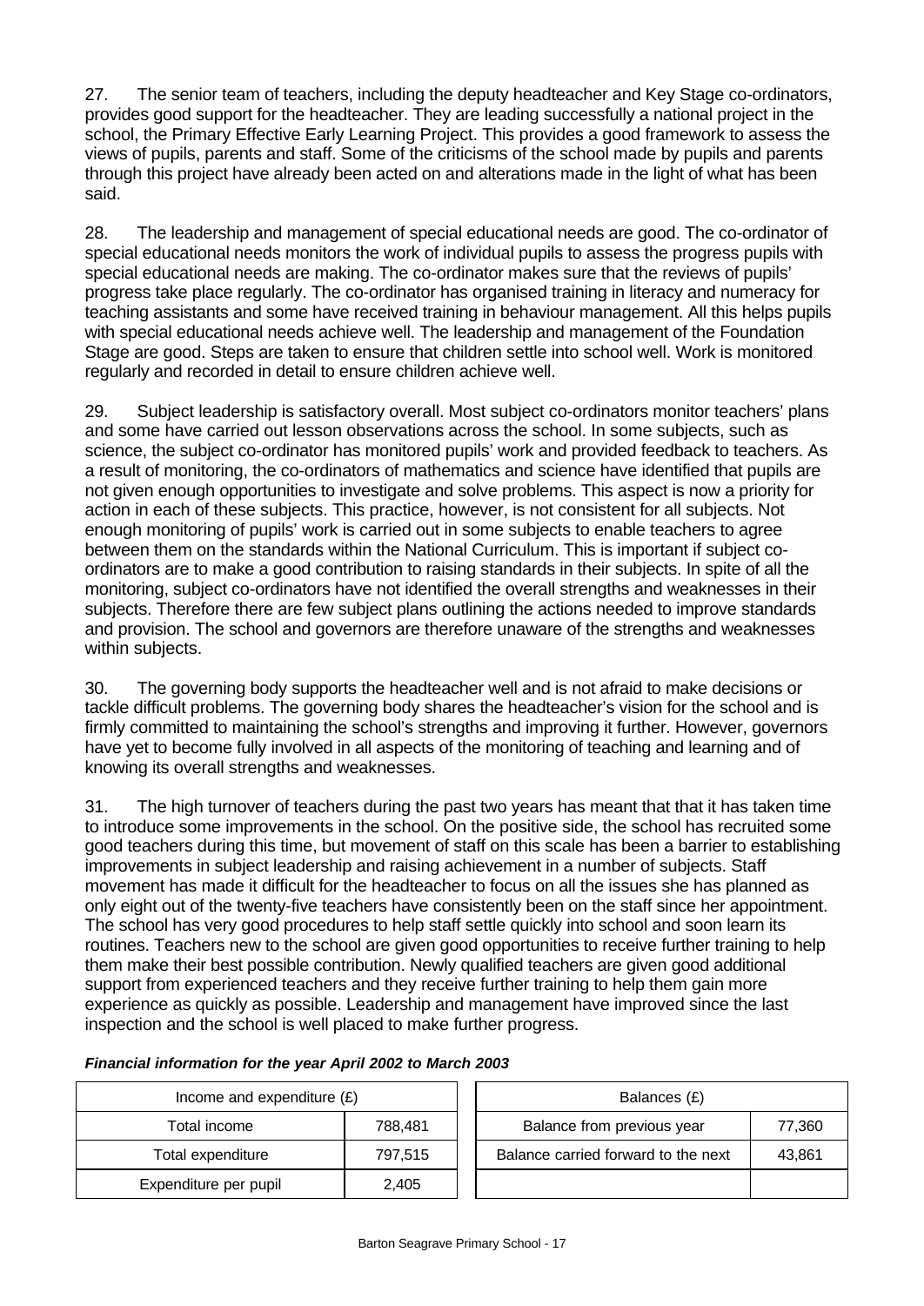27. The senior team of teachers, including the deputy headteacher and Key Stage co-ordinators, provides good support for the headteacher. They are leading successfully a national project in the school, the Primary Effective Early Learning Project. This provides a good framework to assess the views of pupils, parents and staff. Some of the criticisms of the school made by pupils and parents through this project have already been acted on and alterations made in the light of what has been said.

28. The leadership and management of special educational needs are good. The co-ordinator of special educational needs monitors the work of individual pupils to assess the progress pupils with special educational needs are making. The co-ordinator makes sure that the reviews of pupils' progress take place regularly. The co-ordinator has organised training in literacy and numeracy for teaching assistants and some have received training in behaviour management. All this helps pupils with special educational needs achieve well. The leadership and management of the Foundation Stage are good. Steps are taken to ensure that children settle into school well. Work is monitored regularly and recorded in detail to ensure children achieve well.

29. Subject leadership is satisfactory overall. Most subject co-ordinators monitor teachers' plans and some have carried out lesson observations across the school. In some subjects, such as science, the subject co-ordinator has monitored pupils' work and provided feedback to teachers. As a result of monitoring, the co-ordinators of mathematics and science have identified that pupils are not given enough opportunities to investigate and solve problems. This aspect is now a priority for action in each of these subjects. This practice, however, is not consistent for all subjects. Not enough monitoring of pupils' work is carried out in some subjects to enable teachers to agree between them on the standards within the National Curriculum. This is important if subject co-ordinators are to make a good contribution to raising standards in their subjects. In spite of all the monitoring, subject co-ordinators have not identified the overall strengths and weaknesses in their subjects. Therefore there are few subject plans outlining the actions needed to improve standards and provision. The school and governors are therefore unaware of the strengths and weaknesses within subjects.

30. The governing body supports the headteacher well and is not afraid to make decisions or tackle difficult problems. The governing body shares the headteacher's vision for the school and is firmly committed to maintaining the school's strengths and improving it further. However, governors have yet to become fully involved in all aspects of the monitoring of teaching and learning and of knowing its overall strengths and weaknesses.

31. The high turnover of teachers during the past two years has meant that that it has taken time to introduce some improvements in the school. On the positive side, the school has recruited some good teachers during this time, but movement of staff on this scale has been a barrier to establishing improvements in subject leadership and raising achievement in a number of subjects. Staff movement has made it difficult for the headteacher to focus on all the issues she has planned as only eight out of the twenty-five teachers have consistently been on the staff since her appointment. The school has very good procedures to help staff settle quickly into school and soon learn its routines. Teachers new to the school are given good opportunities to receive further training to help them make their best possible contribution. Newly qualified teachers are given good additional support from experienced teachers and they receive further training to help them gain more experience as quickly as possible. Leadership and management have improved since the last inspection and the school is well placed to make further progress.

***Financial information for the year April 2002 to March 2003***

| Income and expenditure (£) | |
|---|---|
| Total income | 788,481 |
| Total expenditure | 797,515 |
| Expenditure per pupil | 2,405 |

| Balances (£) | |
|---|---|
| Balance from previous year | 77,360 |
| Balance carried forward to the next | 43,861 |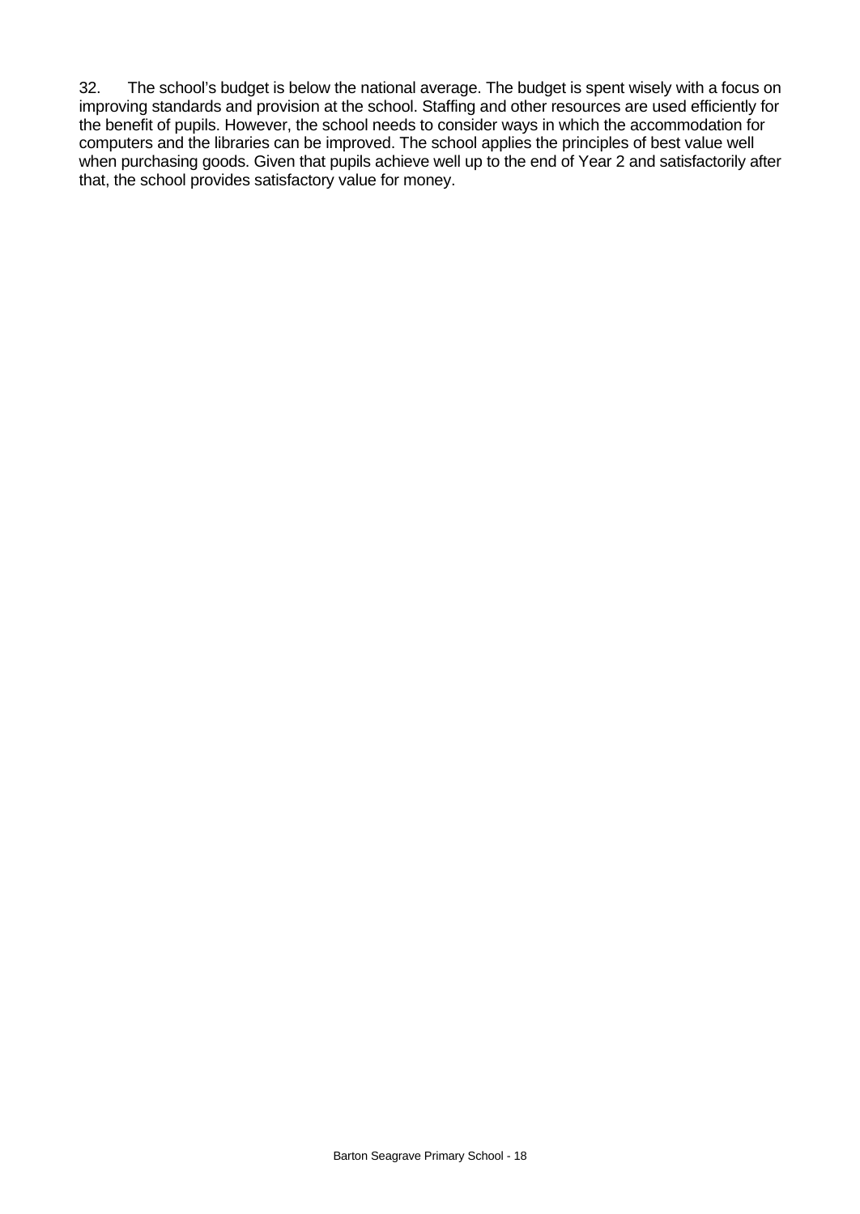32. The school's budget is below the national average. The budget is spent wisely with a focus on improving standards and provision at the school. Staffing and other resources are used efficiently for the benefit of pupils. However, the school needs to consider ways in which the accommodation for computers and the libraries can be improved. The school applies the principles of best value well when purchasing goods. Given that pupils achieve well up to the end of Year 2 and satisfactorily after that, the school provides satisfactory value for money.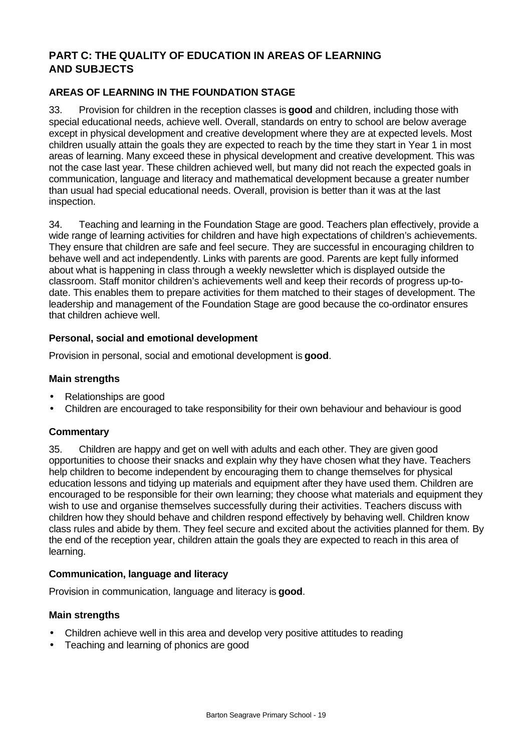## PART C: THE QUALITY OF EDUCATION IN AREAS OF LEARNING AND SUBJECTS

### AREAS OF LEARNING IN THE FOUNDATION STAGE

33. Provision for children in the reception classes is **good** and children, including those with special educational needs, achieve well. Overall, standards on entry to school are below average except in physical development and creative development where they are at expected levels. Most children usually attain the goals they are expected to reach by the time they start in Year 1 in most areas of learning. Many exceed these in physical development and creative development. This was not the case last year. These children achieved well, but many did not reach the expected goals in communication, language and literacy and mathematical development because a greater number than usual had special educational needs. Overall, provision is better than it was at the last inspection.

34. Teaching and learning in the Foundation Stage are good. Teachers plan effectively, provide a wide range of learning activities for children and have high expectations of children's achievements. They ensure that children are safe and feel secure. They are successful in encouraging children to behave well and act independently. Links with parents are good. Parents are kept fully informed about what is happening in class through a weekly newsletter which is displayed outside the classroom. Staff monitor children's achievements well and keep their records of progress up-to-date. This enables them to prepare activities for them matched to their stages of development. The leadership and management of the Foundation Stage are good because the co-ordinator ensures that children achieve well.

#### Personal, social and emotional development

Provision in personal, social and emotional development is **good**.

#### Main strengths

- Relationships are good
- Children are encouraged to take responsibility for their own behaviour and behaviour is good

#### Commentary

35. Children are happy and get on well with adults and each other. They are given good opportunities to choose their snacks and explain why they have chosen what they have. Teachers help children to become independent by encouraging them to change themselves for physical education lessons and tidying up materials and equipment after they have used them. Children are encouraged to be responsible for their own learning; they choose what materials and equipment they wish to use and organise themselves successfully during their activities. Teachers discuss with children how they should behave and children respond effectively by behaving well. Children know class rules and abide by them. They feel secure and excited about the activities planned for them. By the end of the reception year, children attain the goals they are expected to reach in this area of learning.

#### Communication, language and literacy

Provision in communication, language and literacy is **good**.

#### Main strengths

- Children achieve well in this area and develop very positive attitudes to reading
- Teaching and learning of phonics are good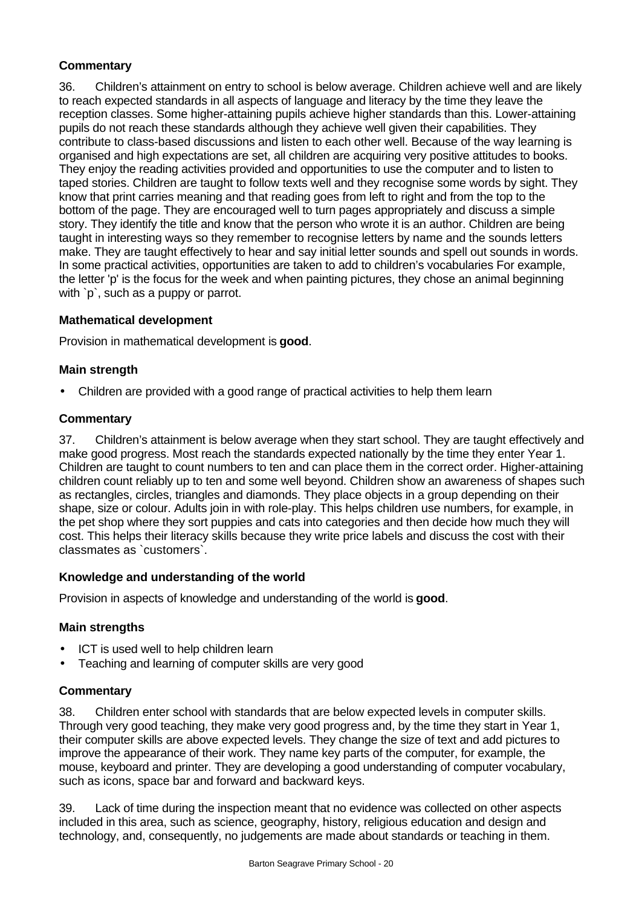### Commentary

36. Children's attainment on entry to school is below average. Children achieve well and are likely to reach expected standards in all aspects of language and literacy by the time they leave the reception classes. Some higher-attaining pupils achieve higher standards than this. Lower-attaining pupils do not reach these standards although they achieve well given their capabilities. They contribute to class-based discussions and listen to each other well. Because of the way learning is organised and high expectations are set, all children are acquiring very positive attitudes to books. They enjoy the reading activities provided and opportunities to use the computer and to listen to taped stories. Children are taught to follow texts well and they recognise some words by sight. They know that print carries meaning and that reading goes from left to right and from the top to the bottom of the page. They are encouraged well to turn pages appropriately and discuss a simple story. They identify the title and know that the person who wrote it is an author. Children are being taught in interesting ways so they remember to recognise letters by name and the sounds letters make. They are taught effectively to hear and say initial letter sounds and spell out sounds in words. In some practical activities, opportunities are taken to add to children's vocabularies For example, the letter 'p' is the focus for the week and when painting pictures, they chose an animal beginning with `p`, such as a puppy or parrot.

### Mathematical development

Provision in mathematical development is **good**.

### Main strength

- Children are provided with a good range of practical activities to help them learn

### Commentary

37. Children's attainment is below average when they start school. They are taught effectively and make good progress. Most reach the standards expected nationally by the time they enter Year 1. Children are taught to count numbers to ten and can place them in the correct order. Higher-attaining children count reliably up to ten and some well beyond. Children show an awareness of shapes such as rectangles, circles, triangles and diamonds. They place objects in a group depending on their shape, size or colour. Adults join in with role-play. This helps children use numbers, for example, in the pet shop where they sort puppies and cats into categories and then decide how much they will cost. This helps their literacy skills because they write price labels and discuss the cost with their classmates as `customers`.

### Knowledge and understanding of the world

Provision in aspects of knowledge and understanding of the world is **good**.

### Main strengths

- ICT is used well to help children learn
- Teaching and learning of computer skills are very good

### Commentary

38. Children enter school with standards that are below expected levels in computer skills. Through very good teaching, they make very good progress and, by the time they start in Year 1, their computer skills are above expected levels. They change the size of text and add pictures to improve the appearance of their work. They name key parts of the computer, for example, the mouse, keyboard and printer. They are developing a good understanding of computer vocabulary, such as icons, space bar and forward and backward keys.

39. Lack of time during the inspection meant that no evidence was collected on other aspects included in this area, such as science, geography, history, religious education and design and technology, and, consequently, no judgements are made about standards or teaching in them.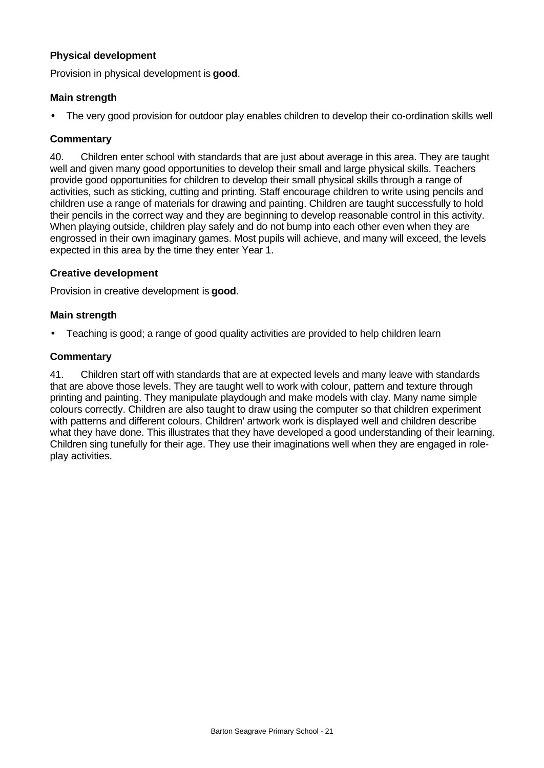### Physical development

Provision in physical development is **good**.

#### Main strength

- The very good provision for outdoor play enables children to develop their co-ordination skills well

#### Commentary

40. Children enter school with standards that are just about average in this area. They are taught well and given many good opportunities to develop their small and large physical skills. Teachers provide good opportunities for children to develop their small physical skills through a range of activities, such as sticking, cutting and printing. Staff encourage children to write using pencils and children use a range of materials for drawing and painting. Children are taught successfully to hold their pencils in the correct way and they are beginning to develop reasonable control in this activity. When playing outside, children play safely and do not bump into each other even when they are engrossed in their own imaginary games. Most pupils will achieve, and many will exceed, the levels expected in this area by the time they enter Year 1.

### Creative development

Provision in creative development is **good**.

#### Main strength

- Teaching is good; a range of good quality activities are provided to help children learn

#### Commentary

41. Children start off with standards that are at expected levels and many leave with standards that are above those levels. They are taught well to work with colour, pattern and texture through printing and painting. They manipulate playdough and make models with clay. Many name simple colours correctly. Children are also taught to draw using the computer so that children experiment with patterns and different colours. Children' artwork work is displayed well and children describe what they have done. This illustrates that they have developed a good understanding of their learning. Children sing tunefully for their age. They use their imaginations well when they are engaged in role-play activities.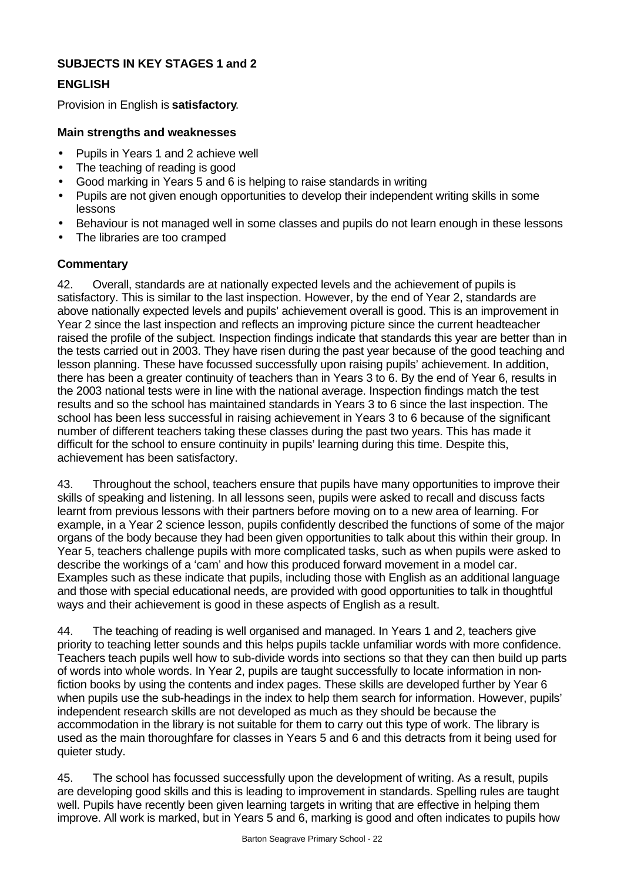## SUBJECTS IN KEY STAGES 1 and 2

### ENGLISH

Provision in English is **satisfactory**.

#### Main strengths and weaknesses

- Pupils in Years 1 and 2 achieve well
- The teaching of reading is good
- Good marking in Years 5 and 6 is helping to raise standards in writing
- Pupils are not given enough opportunities to develop their independent writing skills in some lessons
- Behaviour is not managed well in some classes and pupils do not learn enough in these lessons
- The libraries are too cramped

#### Commentary

42. Overall, standards are at nationally expected levels and the achievement of pupils is satisfactory. This is similar to the last inspection. However, by the end of Year 2, standards are above nationally expected levels and pupils' achievement overall is good. This is an improvement in Year 2 since the last inspection and reflects an improving picture since the current headteacher raised the profile of the subject. Inspection findings indicate that standards this year are better than in the tests carried out in 2003. They have risen during the past year because of the good teaching and lesson planning. These have focussed successfully upon raising pupils' achievement. In addition, there has been a greater continuity of teachers than in Years 3 to 6. By the end of Year 6, results in the 2003 national tests were in line with the national average. Inspection findings match the test results and so the school has maintained standards in Years 3 to 6 since the last inspection. The school has been less successful in raising achievement in Years 3 to 6 because of the significant number of different teachers taking these classes during the past two years. This has made it difficult for the school to ensure continuity in pupils' learning during this time. Despite this, achievement has been satisfactory.

43. Throughout the school, teachers ensure that pupils have many opportunities to improve their skills of speaking and listening. In all lessons seen, pupils were asked to recall and discuss facts learnt from previous lessons with their partners before moving on to a new area of learning. For example, in a Year 2 science lesson, pupils confidently described the functions of some of the major organs of the body because they had been given opportunities to talk about this within their group. In Year 5, teachers challenge pupils with more complicated tasks, such as when pupils were asked to describe the workings of a 'cam' and how this produced forward movement in a model car. Examples such as these indicate that pupils, including those with English as an additional language and those with special educational needs, are provided with good opportunities to talk in thoughtful ways and their achievement is good in these aspects of English as a result.

44. The teaching of reading is well organised and managed. In Years 1 and 2, teachers give priority to teaching letter sounds and this helps pupils tackle unfamiliar words with more confidence. Teachers teach pupils well how to sub-divide words into sections so that they can then build up parts of words into whole words. In Year 2, pupils are taught successfully to locate information in non-fiction books by using the contents and index pages. These skills are developed further by Year 6 when pupils use the sub-headings in the index to help them search for information. However, pupils' independent research skills are not developed as much as they should be because the accommodation in the library is not suitable for them to carry out this type of work. The library is used as the main thoroughfare for classes in Years 5 and 6 and this detracts from it being used for quieter study.

45. The school has focussed successfully upon the development of writing. As a result, pupils are developing good skills and this is leading to improvement in standards. Spelling rules are taught well. Pupils have recently been given learning targets in writing that are effective in helping them improve. All work is marked, but in Years 5 and 6, marking is good and often indicates to pupils how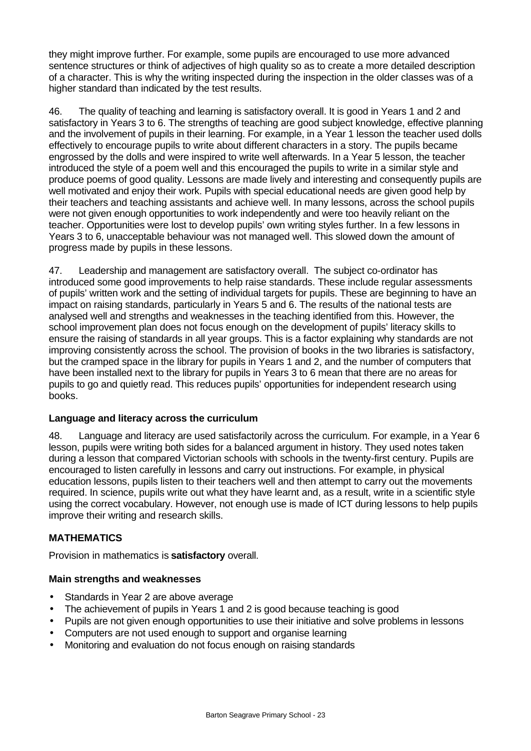they might improve further. For example, some pupils are encouraged to use more advanced sentence structures or think of adjectives of high quality so as to create a more detailed description of a character. This is why the writing inspected during the inspection in the older classes was of a higher standard than indicated by the test results.

46. The quality of teaching and learning is satisfactory overall. It is good in Years 1 and 2 and satisfactory in Years 3 to 6. The strengths of teaching are good subject knowledge, effective planning and the involvement of pupils in their learning. For example, in a Year 1 lesson the teacher used dolls effectively to encourage pupils to write about different characters in a story. The pupils became engrossed by the dolls and were inspired to write well afterwards. In a Year 5 lesson, the teacher introduced the style of a poem well and this encouraged the pupils to write in a similar style and produce poems of good quality. Lessons are made lively and interesting and consequently pupils are well motivated and enjoy their work. Pupils with special educational needs are given good help by their teachers and teaching assistants and achieve well. In many lessons, across the school pupils were not given enough opportunities to work independently and were too heavily reliant on the teacher. Opportunities were lost to develop pupils' own writing styles further. In a few lessons in Years 3 to 6, unacceptable behaviour was not managed well. This slowed down the amount of progress made by pupils in these lessons.

47. Leadership and management are satisfactory overall. The subject co-ordinator has introduced some good improvements to help raise standards. These include regular assessments of pupils' written work and the setting of individual targets for pupils. These are beginning to have an impact on raising standards, particularly in Years 5 and 6. The results of the national tests are analysed well and strengths and weaknesses in the teaching identified from this. However, the school improvement plan does not focus enough on the development of pupils' literacy skills to ensure the raising of standards in all year groups. This is a factor explaining why standards are not improving consistently across the school. The provision of books in the two libraries is satisfactory, but the cramped space in the library for pupils in Years 1 and 2, and the number of computers that have been installed next to the library for pupils in Years 3 to 6 mean that there are no areas for pupils to go and quietly read. This reduces pupils' opportunities for independent research using books.

### Language and literacy across the curriculum

48. Language and literacy are used satisfactorily across the curriculum. For example, in a Year 6 lesson, pupils were writing both sides for a balanced argument in history. They used notes taken during a lesson that compared Victorian schools with schools in the twenty-first century. Pupils are encouraged to listen carefully in lessons and carry out instructions. For example, in physical education lessons, pupils listen to their teachers well and then attempt to carry out the movements required. In science, pupils write out what they have learnt and, as a result, write in a scientific style using the correct vocabulary. However, not enough use is made of ICT during lessons to help pupils improve their writing and research skills.

## MATHEMATICS

Provision in mathematics is **satisfactory** overall.

### Main strengths and weaknesses

- Standards in Year 2 are above average
- The achievement of pupils in Years 1 and 2 is good because teaching is good
- Pupils are not given enough opportunities to use their initiative and solve problems in lessons
- Computers are not used enough to support and organise learning
- Monitoring and evaluation do not focus enough on raising standards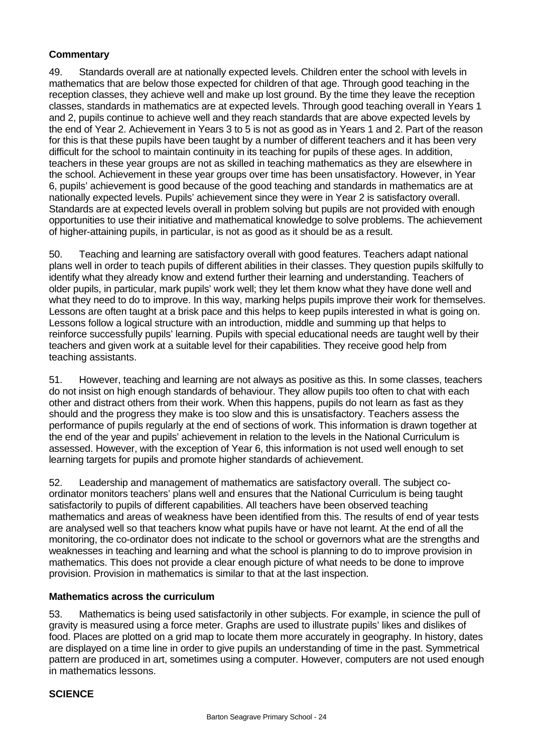**Commentary**

49. Standards overall are at nationally expected levels. Children enter the school with levels in mathematics that are below those expected for children of that age. Through good teaching in the reception classes, they achieve well and make up lost ground. By the time they leave the reception classes, standards in mathematics are at expected levels. Through good teaching overall in Years 1 and 2, pupils continue to achieve well and they reach standards that are above expected levels by the end of Year 2. Achievement in Years 3 to 5 is not as good as in Years 1 and 2. Part of the reason for this is that these pupils have been taught by a number of different teachers and it has been very difficult for the school to maintain continuity in its teaching for pupils of these ages. In addition, teachers in these year groups are not as skilled in teaching mathematics as they are elsewhere in the school. Achievement in these year groups over time has been unsatisfactory. However, in Year 6, pupils' achievement is good because of the good teaching and standards in mathematics are at nationally expected levels. Pupils' achievement since they were in Year 2 is satisfactory overall. Standards are at expected levels overall in problem solving but pupils are not provided with enough opportunities to use their initiative and mathematical knowledge to solve problems. The achievement of higher-attaining pupils, in particular, is not as good as it should be as a result.

50. Teaching and learning are satisfactory overall with good features. Teachers adapt national plans well in order to teach pupils of different abilities in their classes. They question pupils skilfully to identify what they already know and extend further their learning and understanding. Teachers of older pupils, in particular, mark pupils' work well; they let them know what they have done well and what they need to do to improve. In this way, marking helps pupils improve their work for themselves. Lessons are often taught at a brisk pace and this helps to keep pupils interested in what is going on. Lessons follow a logical structure with an introduction, middle and summing up that helps to reinforce successfully pupils' learning. Pupils with special educational needs are taught well by their teachers and given work at a suitable level for their capabilities. They receive good help from teaching assistants.

51. However, teaching and learning are not always as positive as this. In some classes, teachers do not insist on high enough standards of behaviour. They allow pupils too often to chat with each other and distract others from their work. When this happens, pupils do not learn as fast as they should and the progress they make is too slow and this is unsatisfactory. Teachers assess the performance of pupils regularly at the end of sections of work. This information is drawn together at the end of the year and pupils' achievement in relation to the levels in the National Curriculum is assessed. However, with the exception of Year 6, this information is not used well enough to set learning targets for pupils and promote higher standards of achievement.

52. Leadership and management of mathematics are satisfactory overall. The subject co-ordinator monitors teachers' plans well and ensures that the National Curriculum is being taught satisfactorily to pupils of different capabilities. All teachers have been observed teaching mathematics and areas of weakness have been identified from this. The results of end of year tests are analysed well so that teachers know what pupils have or have not learnt. At the end of all the monitoring, the co-ordinator does not indicate to the school or governors what are the strengths and weaknesses in teaching and learning and what the school is planning to do to improve provision in mathematics. This does not provide a clear enough picture of what needs to be done to improve provision. Provision in mathematics is similar to that at the last inspection.

**Mathematics across the curriculum**

53. Mathematics is being used satisfactorily in other subjects. For example, in science the pull of gravity is measured using a force meter. Graphs are used to illustrate pupils' likes and dislikes of food. Places are plotted on a grid map to locate them more accurately in geography. In history, dates are displayed on a time line in order to give pupils an understanding of time in the past. Symmetrical pattern are produced in art, sometimes using a computer. However, computers are not used enough in mathematics lessons.

**SCIENCE**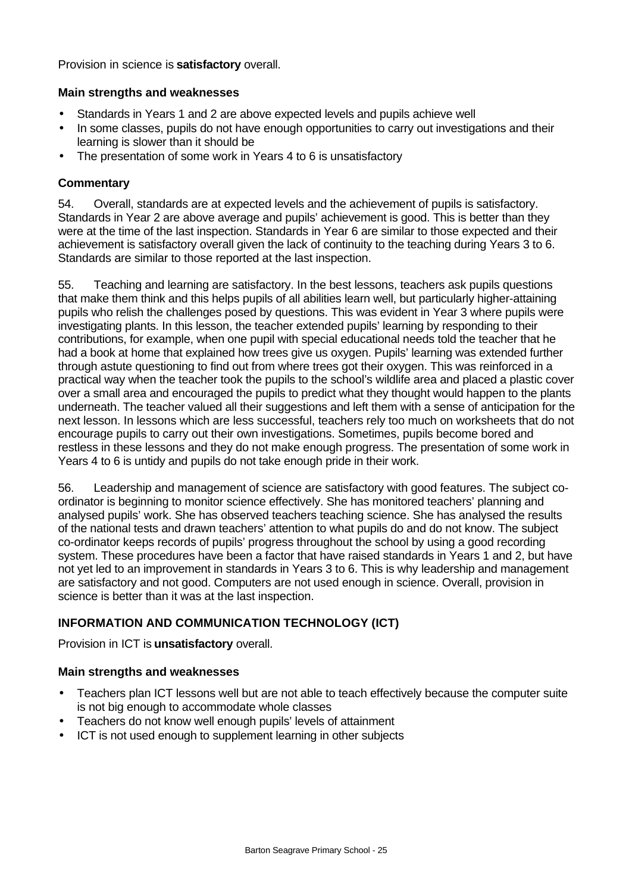Provision in science is **satisfactory** overall.

**Main strengths and weaknesses**

- Standards in Years 1 and 2 are above expected levels and pupils achieve well
- In some classes, pupils do not have enough opportunities to carry out investigations and their learning is slower than it should be
- The presentation of some work in Years 4 to 6 is unsatisfactory

**Commentary**

54. Overall, standards are at expected levels and the achievement of pupils is satisfactory. Standards in Year 2 are above average and pupils' achievement is good. This is better than they were at the time of the last inspection. Standards in Year 6 are similar to those expected and their achievement is satisfactory overall given the lack of continuity to the teaching during Years 3 to 6. Standards are similar to those reported at the last inspection.

55. Teaching and learning are satisfactory. In the best lessons, teachers ask pupils questions that make them think and this helps pupils of all abilities learn well, but particularly higher-attaining pupils who relish the challenges posed by questions. This was evident in Year 3 where pupils were investigating plants. In this lesson, the teacher extended pupils' learning by responding to their contributions, for example, when one pupil with special educational needs told the teacher that he had a book at home that explained how trees give us oxygen. Pupils' learning was extended further through astute questioning to find out from where trees got their oxygen. This was reinforced in a practical way when the teacher took the pupils to the school's wildlife area and placed a plastic cover over a small area and encouraged the pupils to predict what they thought would happen to the plants underneath. The teacher valued all their suggestions and left them with a sense of anticipation for the next lesson. In lessons which are less successful, teachers rely too much on worksheets that do not encourage pupils to carry out their own investigations. Sometimes, pupils become bored and restless in these lessons and they do not make enough progress. The presentation of some work in Years 4 to 6 is untidy and pupils do not take enough pride in their work.

56. Leadership and management of science are satisfactory with good features. The subject co-ordinator is beginning to monitor science effectively. She has monitored teachers' planning and analysed pupils' work. She has observed teachers teaching science. She has analysed the results of the national tests and drawn teachers' attention to what pupils do and do not know. The subject co-ordinator keeps records of pupils' progress throughout the school by using a good recording system. These procedures have been a factor that have raised standards in Years 1 and 2, but have not yet led to an improvement in standards in Years 3 to 6. This is why leadership and management are satisfactory and not good. Computers are not used enough in science. Overall, provision in science is better than it was at the last inspection.

## INFORMATION AND COMMUNICATION TECHNOLOGY (ICT)

Provision in ICT is **unsatisfactory** overall.

**Main strengths and weaknesses**

- Teachers plan ICT lessons well but are not able to teach effectively because the computer suite is not big enough to accommodate whole classes
- Teachers do not know well enough pupils' levels of attainment
- ICT is not used enough to supplement learning in other subjects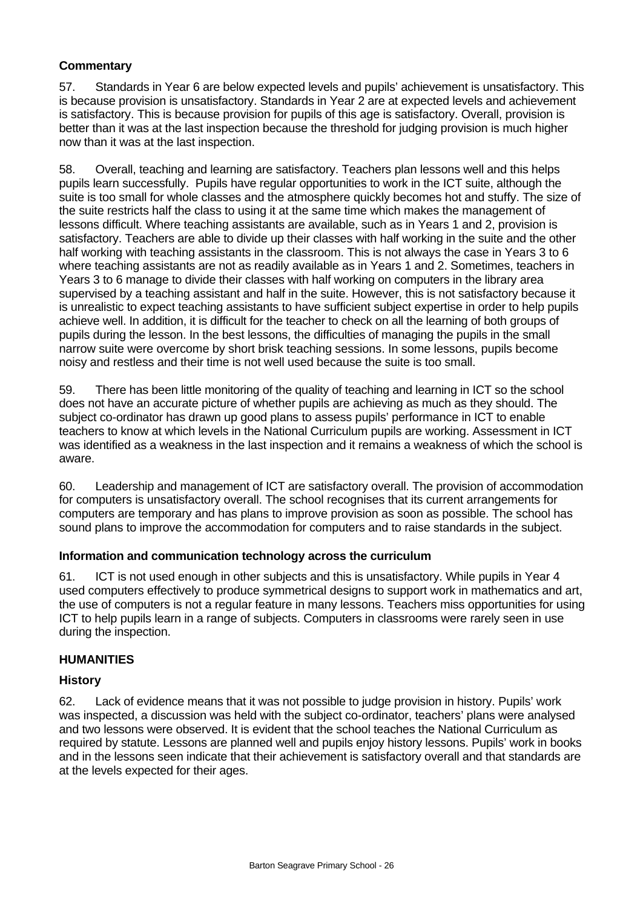### Commentary

57. Standards in Year 6 are below expected levels and pupils' achievement is unsatisfactory. This is because provision is unsatisfactory. Standards in Year 2 are at expected levels and achievement is satisfactory. This is because provision for pupils of this age is satisfactory. Overall, provision is better than it was at the last inspection because the threshold for judging provision is much higher now than it was at the last inspection.

58. Overall, teaching and learning are satisfactory. Teachers plan lessons well and this helps pupils learn successfully. Pupils have regular opportunities to work in the ICT suite, although the suite is too small for whole classes and the atmosphere quickly becomes hot and stuffy. The size of the suite restricts half the class to using it at the same time which makes the management of lessons difficult. Where teaching assistants are available, such as in Years 1 and 2, provision is satisfactory. Teachers are able to divide up their classes with half working in the suite and the other half working with teaching assistants in the classroom. This is not always the case in Years 3 to 6 where teaching assistants are not as readily available as in Years 1 and 2. Sometimes, teachers in Years 3 to 6 manage to divide their classes with half working on computers in the library area supervised by a teaching assistant and half in the suite. However, this is not satisfactory because it is unrealistic to expect teaching assistants to have sufficient subject expertise in order to help pupils achieve well. In addition, it is difficult for the teacher to check on all the learning of both groups of pupils during the lesson. In the best lessons, the difficulties of managing the pupils in the small narrow suite were overcome by short brisk teaching sessions. In some lessons, pupils become noisy and restless and their time is not well used because the suite is too small.

59. There has been little monitoring of the quality of teaching and learning in ICT so the school does not have an accurate picture of whether pupils are achieving as much as they should. The subject co-ordinator has drawn up good plans to assess pupils' performance in ICT to enable teachers to know at which levels in the National Curriculum pupils are working. Assessment in ICT was identified as a weakness in the last inspection and it remains a weakness of which the school is aware.

60. Leadership and management of ICT are satisfactory overall. The provision of accommodation for computers is unsatisfactory overall. The school recognises that its current arrangements for computers are temporary and has plans to improve provision as soon as possible. The school has sound plans to improve the accommodation for computers and to raise standards in the subject.

### Information and communication technology across the curriculum

61. ICT is not used enough in other subjects and this is unsatisfactory. While pupils in Year 4 used computers effectively to produce symmetrical designs to support work in mathematics and art, the use of computers is not a regular feature in many lessons. Teachers miss opportunities for using ICT to help pupils learn in a range of subjects. Computers in classrooms were rarely seen in use during the inspection.

## HUMANITIES

### History

62. Lack of evidence means that it was not possible to judge provision in history. Pupils' work was inspected, a discussion was held with the subject co-ordinator, teachers' plans were analysed and two lessons were observed. It is evident that the school teaches the National Curriculum as required by statute. Lessons are planned well and pupils enjoy history lessons. Pupils' work in books and in the lessons seen indicate that their achievement is satisfactory overall and that standards are at the levels expected for their ages.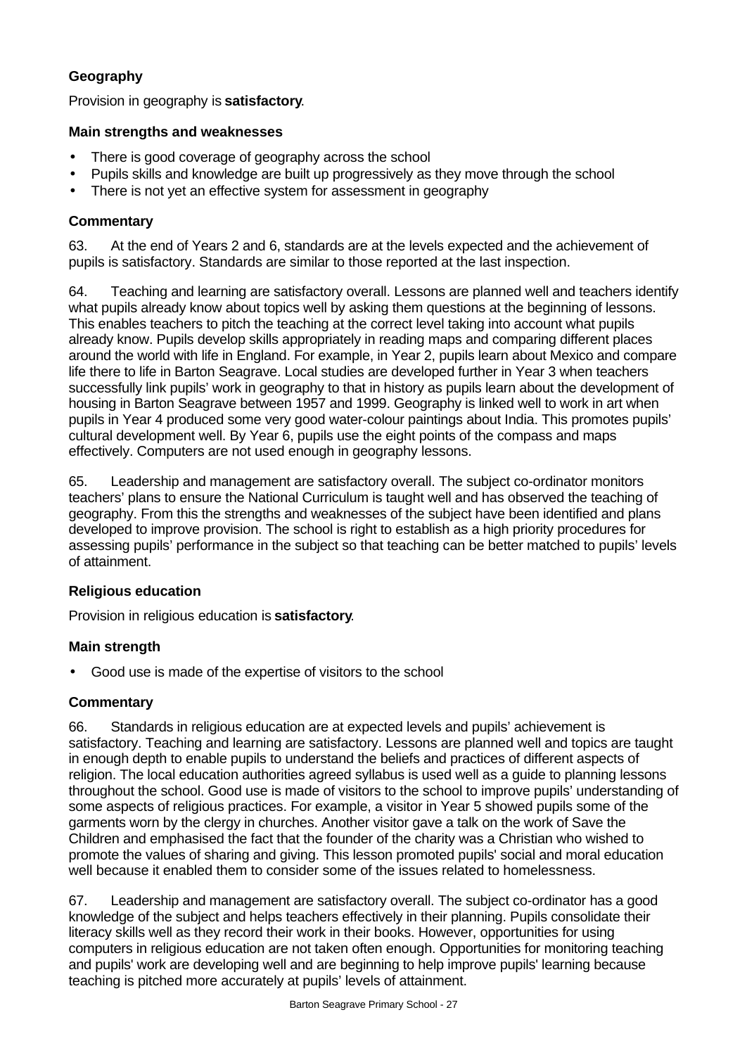### Geography

Provision in geography is **satisfactory**.

#### Main strengths and weaknesses

- There is good coverage of geography across the school
- Pupils skills and knowledge are built up progressively as they move through the school
- There is not yet an effective system for assessment in geography

#### Commentary

63. At the end of Years 2 and 6, standards are at the levels expected and the achievement of pupils is satisfactory. Standards are similar to those reported at the last inspection.

64. Teaching and learning are satisfactory overall. Lessons are planned well and teachers identify what pupils already know about topics well by asking them questions at the beginning of lessons. This enables teachers to pitch the teaching at the correct level taking into account what pupils already know. Pupils develop skills appropriately in reading maps and comparing different places around the world with life in England. For example, in Year 2, pupils learn about Mexico and compare life there to life in Barton Seagrave. Local studies are developed further in Year 3 when teachers successfully link pupils' work in geography to that in history as pupils learn about the development of housing in Barton Seagrave between 1957 and 1999. Geography is linked well to work in art when pupils in Year 4 produced some very good water-colour paintings about India. This promotes pupils' cultural development well. By Year 6, pupils use the eight points of the compass and maps effectively. Computers are not used enough in geography lessons.

65. Leadership and management are satisfactory overall. The subject co-ordinator monitors teachers' plans to ensure the National Curriculum is taught well and has observed the teaching of geography. From this the strengths and weaknesses of the subject have been identified and plans developed to improve provision. The school is right to establish as a high priority procedures for assessing pupils' performance in the subject so that teaching can be better matched to pupils' levels of attainment.

### Religious education

Provision in religious education is **satisfactory**.

#### Main strength

- Good use is made of the expertise of visitors to the school

#### Commentary

66. Standards in religious education are at expected levels and pupils' achievement is satisfactory. Teaching and learning are satisfactory. Lessons are planned well and topics are taught in enough depth to enable pupils to understand the beliefs and practices of different aspects of religion. The local education authorities agreed syllabus is used well as a guide to planning lessons throughout the school. Good use is made of visitors to the school to improve pupils' understanding of some aspects of religious practices. For example, a visitor in Year 5 showed pupils some of the garments worn by the clergy in churches. Another visitor gave a talk on the work of Save the Children and emphasised the fact that the founder of the charity was a Christian who wished to promote the values of sharing and giving. This lesson promoted pupils' social and moral education well because it enabled them to consider some of the issues related to homelessness.

67. Leadership and management are satisfactory overall. The subject co-ordinator has a good knowledge of the subject and helps teachers effectively in their planning. Pupils consolidate their literacy skills well as they record their work in their books. However, opportunities for using computers in religious education are not taken often enough. Opportunities for monitoring teaching and pupils' work are developing well and are beginning to help improve pupils' learning because teaching is pitched more accurately at pupils' levels of attainment.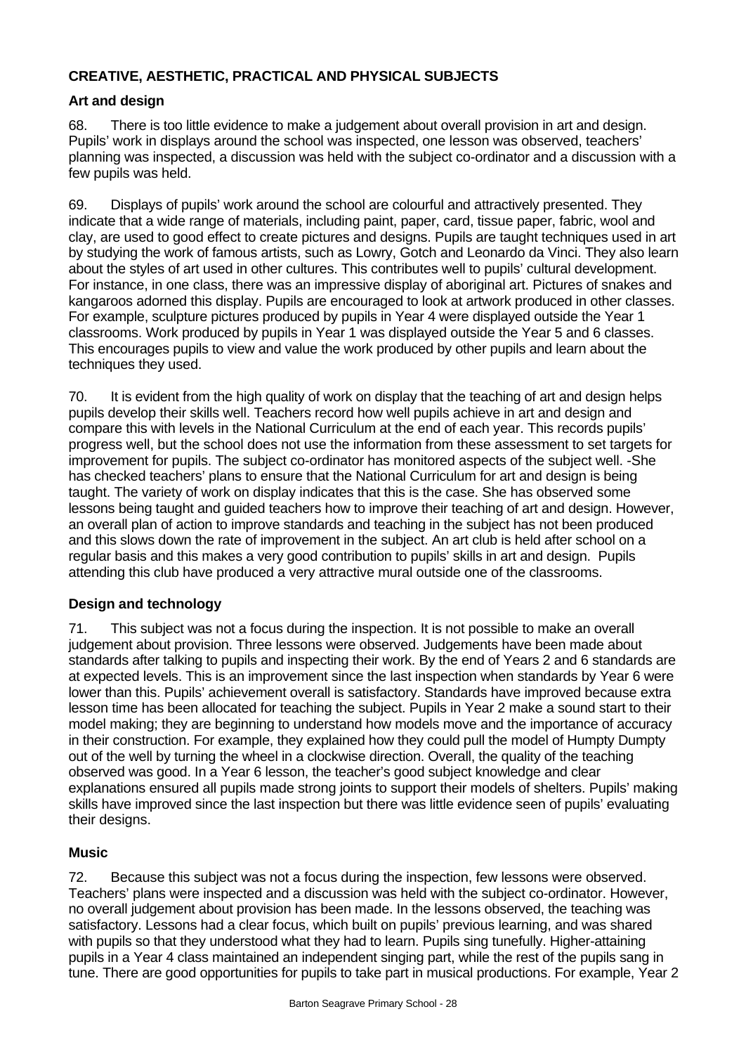## CREATIVE, AESTHETIC, PRACTICAL AND PHYSICAL SUBJECTS

### Art and design

68. There is too little evidence to make a judgement about overall provision in art and design. Pupils' work in displays around the school was inspected, one lesson was observed, teachers' planning was inspected, a discussion was held with the subject co-ordinator and a discussion with a few pupils was held.

69. Displays of pupils' work around the school are colourful and attractively presented. They indicate that a wide range of materials, including paint, paper, card, tissue paper, fabric, wool and clay, are used to good effect to create pictures and designs. Pupils are taught techniques used in art by studying the work of famous artists, such as Lowry, Gotch and Leonardo da Vinci. They also learn about the styles of art used in other cultures. This contributes well to pupils' cultural development. For instance, in one class, there was an impressive display of aboriginal art. Pictures of snakes and kangaroos adorned this display. Pupils are encouraged to look at artwork produced in other classes. For example, sculpture pictures produced by pupils in Year 4 were displayed outside the Year 1 classrooms. Work produced by pupils in Year 1 was displayed outside the Year 5 and 6 classes. This encourages pupils to view and value the work produced by other pupils and learn about the techniques they used.

70. It is evident from the high quality of work on display that the teaching of art and design helps pupils develop their skills well. Teachers record how well pupils achieve in art and design and compare this with levels in the National Curriculum at the end of each year. This records pupils' progress well, but the school does not use the information from these assessment to set targets for improvement for pupils. The subject co-ordinator has monitored aspects of the subject well. -She has checked teachers' plans to ensure that the National Curriculum for art and design is being taught. The variety of work on display indicates that this is the case. She has observed some lessons being taught and guided teachers how to improve their teaching of art and design. However, an overall plan of action to improve standards and teaching in the subject has not been produced and this slows down the rate of improvement in the subject. An art club is held after school on a regular basis and this makes a very good contribution to pupils' skills in art and design. Pupils attending this club have produced a very attractive mural outside one of the classrooms.

### Design and technology

71. This subject was not a focus during the inspection. It is not possible to make an overall judgement about provision. Three lessons were observed. Judgements have been made about standards after talking to pupils and inspecting their work. By the end of Years 2 and 6 standards are at expected levels. This is an improvement since the last inspection when standards by Year 6 were lower than this. Pupils' achievement overall is satisfactory. Standards have improved because extra lesson time has been allocated for teaching the subject. Pupils in Year 2 make a sound start to their model making; they are beginning to understand how models move and the importance of accuracy in their construction. For example, they explained how they could pull the model of Humpty Dumpty out of the well by turning the wheel in a clockwise direction. Overall, the quality of the teaching observed was good. In a Year 6 lesson, the teacher's good subject knowledge and clear explanations ensured all pupils made strong joints to support their models of shelters. Pupils' making skills have improved since the last inspection but there was little evidence seen of pupils' evaluating their designs.

### Music

72. Because this subject was not a focus during the inspection, few lessons were observed. Teachers' plans were inspected and a discussion was held with the subject co-ordinator. However, no overall judgement about provision has been made. In the lessons observed, the teaching was satisfactory. Lessons had a clear focus, which built on pupils' previous learning, and was shared with pupils so that they understood what they had to learn. Pupils sing tunefully. Higher-attaining pupils in a Year 4 class maintained an independent singing part, while the rest of the pupils sang in tune. There are good opportunities for pupils to take part in musical productions. For example, Year 2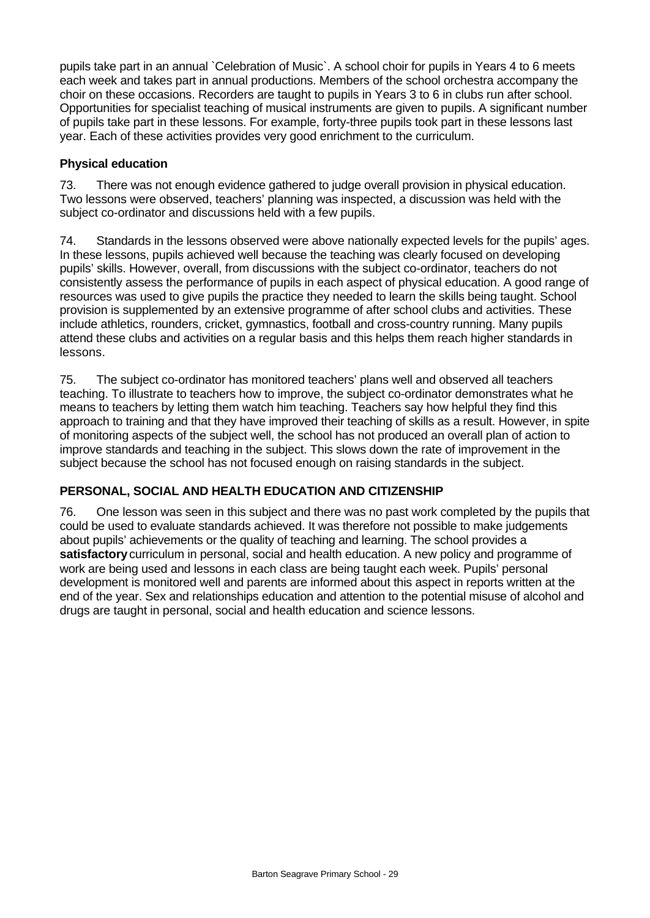pupils take part in an annual `Celebration of Music`. A school choir for pupils in Years 4 to 6 meets each week and takes part in annual productions. Members of the school orchestra accompany the choir on these occasions. Recorders are taught to pupils in Years 3 to 6 in clubs run after school. Opportunities for specialist teaching of musical instruments are given to pupils. A significant number of pupils take part in these lessons. For example, forty-three pupils took part in these lessons last year. Each of these activities provides very good enrichment to the curriculum.

### Physical education

73. There was not enough evidence gathered to judge overall provision in physical education. Two lessons were observed, teachers' planning was inspected, a discussion was held with the subject co-ordinator and discussions held with a few pupils.

74. Standards in the lessons observed were above nationally expected levels for the pupils' ages. In these lessons, pupils achieved well because the teaching was clearly focused on developing pupils' skills. However, overall, from discussions with the subject co-ordinator, teachers do not consistently assess the performance of pupils in each aspect of physical education. A good range of resources was used to give pupils the practice they needed to learn the skills being taught. School provision is supplemented by an extensive programme of after school clubs and activities. These include athletics, rounders, cricket, gymnastics, football and cross-country running. Many pupils attend these clubs and activities on a regular basis and this helps them reach higher standards in lessons.

75. The subject co-ordinator has monitored teachers' plans well and observed all teachers teaching. To illustrate to teachers how to improve, the subject co-ordinator demonstrates what he means to teachers by letting them watch him teaching. Teachers say how helpful they find this approach to training and that they have improved their teaching of skills as a result. However, in spite of monitoring aspects of the subject well, the school has not produced an overall plan of action to improve standards and teaching in the subject. This slows down the rate of improvement in the subject because the school has not focused enough on raising standards in the subject.

## PERSONAL, SOCIAL AND HEALTH EDUCATION AND CITIZENSHIP

76. One lesson was seen in this subject and there was no past work completed by the pupils that could be used to evaluate standards achieved. It was therefore not possible to make judgements about pupils' achievements or the quality of teaching and learning. The school provides a **satisfactory** curriculum in personal, social and health education. A new policy and programme of work are being used and lessons in each class are being taught each week. Pupils' personal development is monitored well and parents are informed about this aspect in reports written at the end of the year. Sex and relationships education and attention to the potential misuse of alcohol and drugs are taught in personal, social and health education and science lessons.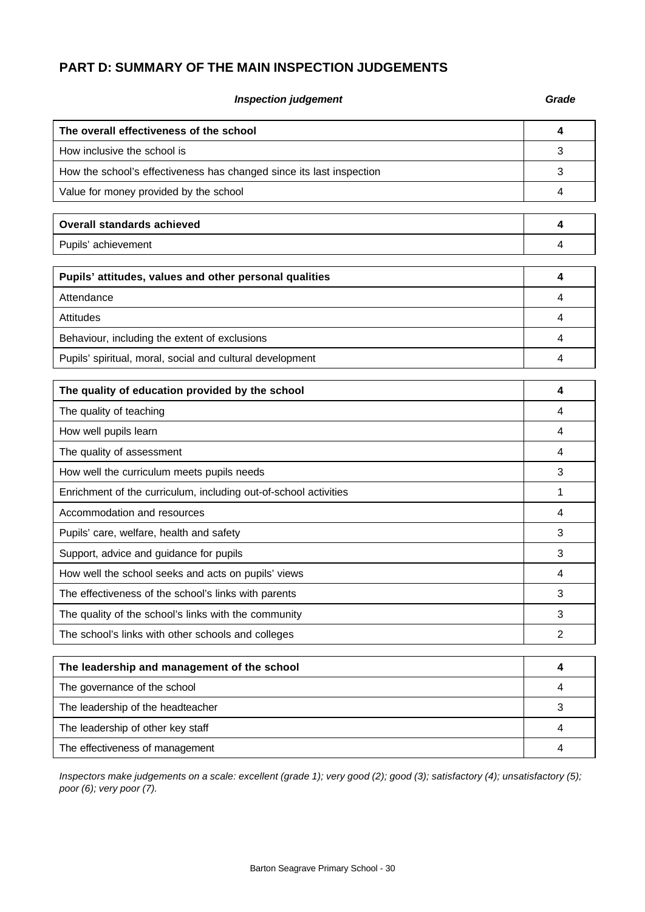## PART D: SUMMARY OF THE MAIN INSPECTION JUDGEMENTS

| *Inspection judgement* | *Grade* |
|---|---|
| **The overall effectiveness of the school** | **4** |
| How inclusive the school is | 3 |
| How the school's effectiveness has changed since its last inspection | 3 |
| Value for money provided by the school | 4 |
| **Overall standards achieved** | **4** |
| Pupils' achievement | 4 |
| **Pupils' attitudes, values and other personal qualities** | **4** |
| Attendance | 4 |
| Attitudes | 4 |
| Behaviour, including the extent of exclusions | 4 |
| Pupils' spiritual, moral, social and cultural development | 4 |
| **The quality of education provided by the school** | **4** |
| The quality of teaching | 4 |
| How well pupils learn | 4 |
| The quality of assessment | 4 |
| How well the curriculum meets pupils needs | 3 |
| Enrichment of the curriculum, including out-of-school activities | 1 |
| Accommodation and resources | 4 |
| Pupils' care, welfare, health and safety | 3 |
| Support, advice and guidance for pupils | 3 |
| How well the school seeks and acts on pupils' views | 4 |
| The effectiveness of the school's links with parents | 3 |
| The quality of the school's links with the community | 3 |
| The school's links with other schools and colleges | 2 |
| **The leadership and management of the school** | **4** |
| The governance of the school | 4 |
| The leadership of the headteacher | 3 |
| The leadership of other key staff | 4 |
| The effectiveness of management | 4 |

*Inspectors make judgements on a scale: excellent (grade 1); very good (2); good (3); satisfactory (4); unsatisfactory (5); poor (6); very poor (7).*